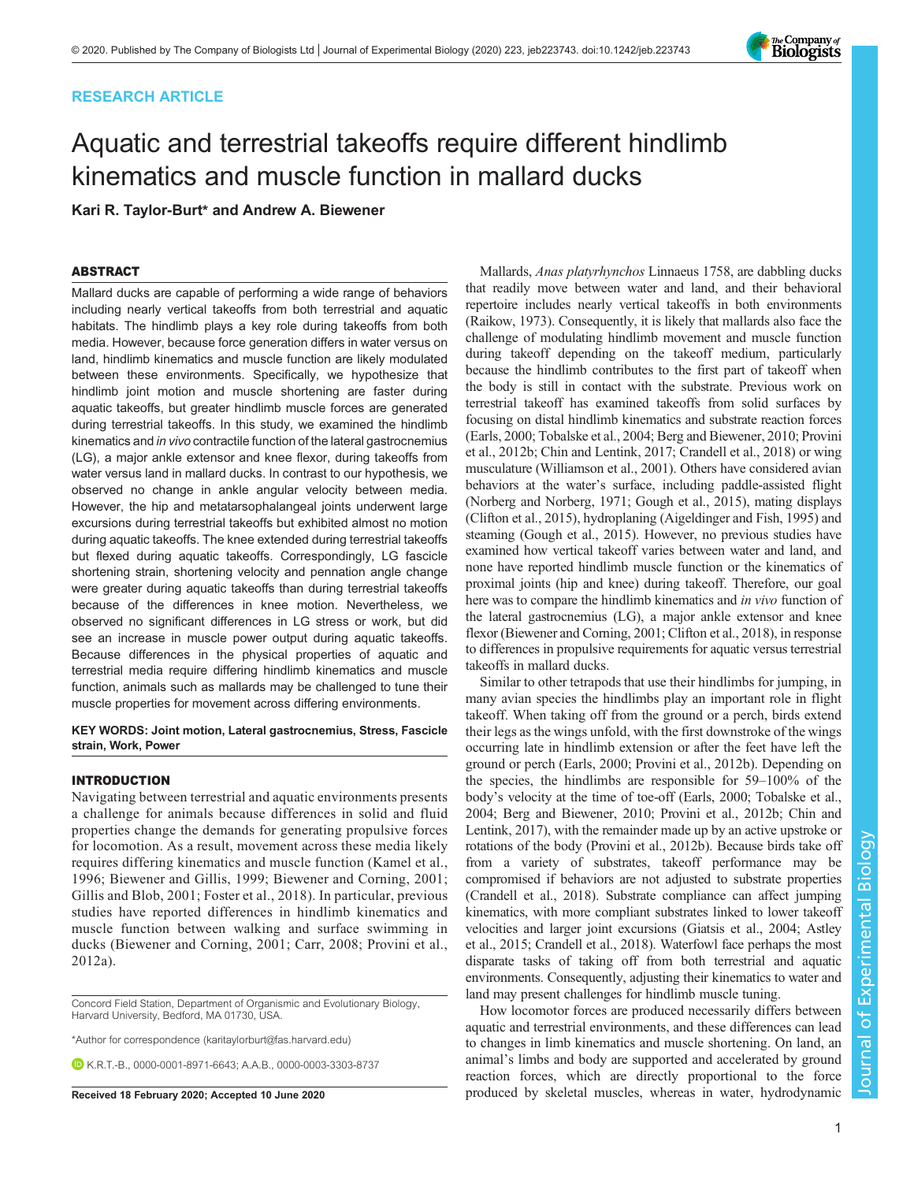RESEARCH ARTICLE

# Aquatic and terrestrial takeoffs require different hindlimb kinematics and muscle function in mallard ducks

**Kari R. Taylor-Burt* and Andrew A. Biewener**

## ABSTRACT

Mallard ducks are capable of performing a wide range of behaviors including nearly vertical takeoffs from both terrestrial and aquatic habitats. The hindlimb plays a key role during takeoffs from both media. However, because force generation differs in water versus on land, hindlimb kinematics and muscle function are likely modulated between these environments. Specifically, we hypothesize that hindlimb joint motion and muscle shortening are faster during aquatic takeoffs, but greater hindlimb muscle forces are generated during terrestrial takeoffs. In this study, we examined the hindlimb kinematics and *in vivo* contractile function of the lateral gastrocnemius (LG), a major ankle extensor and knee flexor, during takeoffs from water versus land in mallard ducks. In contrast to our hypothesis, we observed no change in ankle angular velocity between media. However, the hip and metatarsophalangeal joints underwent large excursions during terrestrial takeoffs but exhibited almost no motion during aquatic takeoffs. The knee extended during terrestrial takeoffs but flexed during aquatic takeoffs. Correspondingly, LG fascicle shortening strain, shortening velocity and pennation angle change were greater during aquatic takeoffs than during terrestrial takeoffs because of the differences in knee motion. Nevertheless, we observed no significant differences in LG stress or work, but did see an increase in muscle power output during aquatic takeoffs. Because differences in the physical properties of aquatic and terrestrial media require differing hindlimb kinematics and muscle function, animals such as mallards may be challenged to tune their muscle properties for movement across differing environments.

**KEY WORDS: Joint motion, Lateral gastrocnemius, Stress, Fascicle strain, Work, Power**

## INTRODUCTION

Navigating between terrestrial and aquatic environments presents a challenge for animals because differences in solid and fluid properties change the demands for generating propulsive forces for locomotion. As a result, movement across these media likely requires differing kinematics and muscle function (Kamel et al., 1996; Biewener and Gillis, 1999; Biewener and Corning, 2001; Gillis and Blob, 2001; Foster et al., 2018). In particular, previous studies have reported differences in hindlimb kinematics and muscle function between walking and surface swimming in ducks (Biewener and Corning, 2001; Carr, 2008; Provini et al., 2012a).

Concord Field Station, Department of Organismic and Evolutionary Biology, Harvard University, Bedford, MA 01730, USA.

*Author for correspondence (karitaylorburt@fas.harvard.edu)

K.R.T.-B., 0000-0001-8971-6643; A.A.B., 0000-0003-3303-8737

**Received 18 February 2020; Accepted 10 June 2020**

Mallards, *Anas platyrhynchos* Linnaeus 1758, are dabbling ducks that readily move between water and land, and their behavioral repertoire includes nearly vertical takeoffs in both environments (Raikow, 1973). Consequently, it is likely that mallards also face the challenge of modulating hindlimb movement and muscle function during takeoff depending on the takeoff medium, particularly because the hindlimb contributes to the first part of takeoff when the body is still in contact with the substrate. Previous work on terrestrial takeoff has examined takeoffs from solid surfaces by focusing on distal hindlimb kinematics and substrate reaction forces (Earls, 2000; Tobalske et al., 2004; Berg and Biewener, 2010; Provini et al., 2012b; Chin and Lentink, 2017; Crandell et al., 2018) or wing musculature (Williamson et al., 2001). Others have considered avian behaviors at the water's surface, including paddle-assisted flight (Norberg and Norberg, 1971; Gough et al., 2015), mating displays (Clifton et al., 2015), hydroplaning (Aigeldinger and Fish, 1995) and steaming (Gough et al., 2015). However, no previous studies have examined how vertical takeoff varies between water and land, and none have reported hindlimb muscle function or the kinematics of proximal joints (hip and knee) during takeoff. Therefore, our goal here was to compare the hindlimb kinematics and *in vivo* function of the lateral gastrocnemius (LG), a major ankle extensor and knee flexor (Biewener and Corning, 2001; Clifton et al., 2018), in response to differences in propulsive requirements for aquatic versus terrestrial takeoffs in mallard ducks.

Similar to other tetrapods that use their hindlimbs for jumping, in many avian species the hindlimbs play an important role in flight takeoff. When taking off from the ground or a perch, birds extend their legs as the wings unfold, with the first downstroke of the wings occurring late in hindlimb extension or after the feet have left the ground or perch (Earls, 2000; Provini et al., 2012b). Depending on the species, the hindlimbs are responsible for 59–100% of the body's velocity at the time of toe-off (Earls, 2000; Tobalske et al., 2004; Berg and Biewener, 2010; Provini et al., 2012b; Chin and Lentink, 2017), with the remainder made up by an active upstroke or rotations of the body (Provini et al., 2012b). Because birds take off from a variety of substrates, takeoff performance may be compromised if behaviors are not adjusted to substrate properties (Crandell et al., 2018). Substrate compliance can affect jumping kinematics, with more compliant substrates linked to lower takeoff velocities and larger joint excursions (Giatsis et al., 2004; Astley et al., 2015; Crandell et al., 2018). Waterfowl face perhaps the most disparate tasks of taking off from both terrestrial and aquatic environments. Consequently, adjusting their kinematics to water and land may present challenges for hindlimb muscle tuning.

How locomotor forces are produced necessarily differs between aquatic and terrestrial environments, and these differences can lead to changes in limb kinematics and muscle shortening. On land, an animal's limbs and body are supported and accelerated by ground reaction forces, which are directly proportional to the force produced by skeletal muscles, whereas in water, hydrodynamic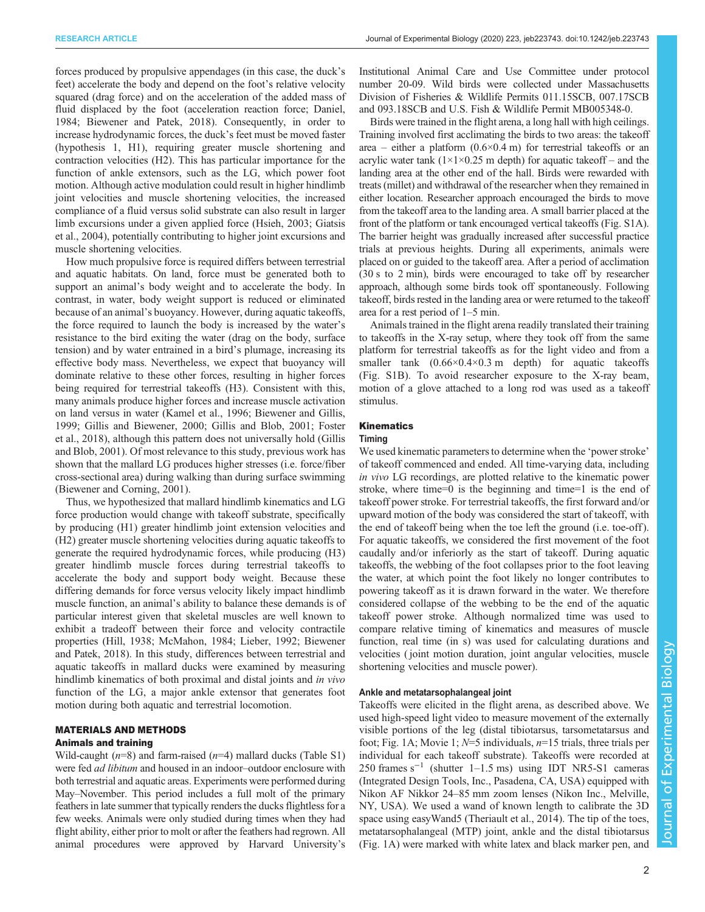forces produced by propulsive appendages (in this case, the duck's feet) accelerate the body and depend on the foot's relative velocity squared (drag force) and on the acceleration of the added mass of fluid displaced by the foot (acceleration reaction force; Daniel, 1984; Biewener and Patek, 2018). Consequently, in order to increase hydrodynamic forces, the duck's feet must be moved faster (hypothesis 1, H1), requiring greater muscle shortening and contraction velocities (H2). This has particular importance for the function of ankle extensors, such as the LG, which power foot motion. Although active modulation could result in higher hindlimb joint velocities and muscle shortening velocities, the increased compliance of a fluid versus solid substrate can also result in larger limb excursions under a given applied force (Hsieh, 2003; Giatsis et al., 2004), potentially contributing to higher joint excursions and muscle shortening velocities.

How much propulsive force is required differs between terrestrial and aquatic habitats. On land, force must be generated both to support an animal's body weight and to accelerate the body. In contrast, in water, body weight support is reduced or eliminated because of an animal's buoyancy. However, during aquatic takeoffs, the force required to launch the body is increased by the water's resistance to the bird exiting the water (drag on the body, surface tension) and by water entrained in a bird's plumage, increasing its effective body mass. Nevertheless, we expect that buoyancy will dominate relative to these other forces, resulting in higher forces being required for terrestrial takeoffs (H3). Consistent with this, many animals produce higher forces and increase muscle activation on land versus in water (Kamel et al., 1996; Biewener and Gillis, 1999; Gillis and Biewener, 2000; Gillis and Blob, 2001; Foster et al., 2018), although this pattern does not universally hold (Gillis and Blob, 2001). Of most relevance to this study, previous work has shown that the mallard LG produces higher stresses (i.e. force/fiber cross-sectional area) during walking than during surface swimming (Biewener and Corning, 2001).

Thus, we hypothesized that mallard hindlimb kinematics and LG force production would change with takeoff substrate, specifically by producing (H1) greater hindlimb joint extension velocities and (H2) greater muscle shortening velocities during aquatic takeoffs to generate the required hydrodynamic forces, while producing (H3) greater hindlimb muscle forces during terrestrial takeoffs to accelerate the body and support body weight. Because these differing demands for force versus velocity likely impact hindlimb muscle function, an animal's ability to balance these demands is of particular interest given that skeletal muscles are well known to exhibit a tradeoff between their force and velocity contractile properties (Hill, 1938; McMahon, 1984; Lieber, 1992; Biewener and Patek, 2018). In this study, differences between terrestrial and aquatic takeoffs in mallard ducks were examined by measuring hindlimb kinematics of both proximal and distal joints and *in vivo* function of the LG, a major ankle extensor that generates foot motion during both aquatic and terrestrial locomotion.

## MATERIALS AND METHODS

### Animals and training

Wild-caught ($n$=8) and farm-raised ($n$=4) mallard ducks (Table S1) were fed *ad libitum* and housed in an indoor–outdoor enclosure with both terrestrial and aquatic areas. Experiments were performed during May–November. This period includes a full molt of the primary feathers in late summer that typically renders the ducks flightless for a few weeks. Animals were only studied during times when they had flight ability, either prior to molt or after the feathers had regrown. All animal procedures were approved by Harvard University's Institutional Animal Care and Use Committee under protocol number 20-09. Wild birds were collected under Massachusetts Division of Fisheries & Wildlife Permits 011.15SCB, 007.17SCB and 093.18SCB and U.S. Fish & Wildlife Permit MB005348-0.

Birds were trained in the flight arena, a long hall with high ceilings. Training involved first acclimating the birds to two areas: the takeoff area – either a platform (0.6×0.4 m) for terrestrial takeoffs or an acrylic water tank (1×1×0.25 m depth) for aquatic takeoff – and the landing area at the other end of the hall. Birds were rewarded with treats (millet) and withdrawal of the researcher when they remained in either location. Researcher approach encouraged the birds to move from the takeoff area to the landing area. A small barrier placed at the front of the platform or tank encouraged vertical takeoffs (Fig. S1A). The barrier height was gradually increased after successful practice trials at previous heights. During all experiments, animals were placed on or guided to the takeoff area. After a period of acclimation (30 s to 2 min), birds were encouraged to take off by researcher approach, although some birds took off spontaneously. Following takeoff, birds rested in the landing area or were returned to the takeoff area for a rest period of 1–5 min.

Animals trained in the flight arena readily translated their training to takeoffs in the X-ray setup, where they took off from the same platform for terrestrial takeoffs as for the light video and from a smaller tank (0.66×0.4×0.3 m depth) for aquatic takeoffs (Fig. S1B). To avoid researcher exposure to the X-ray beam, motion of a glove attached to a long rod was used as a takeoff stimulus.

### Kinematics

#### Timing

We used kinematic parameters to determine when the 'power stroke' of takeoff commenced and ended. All time-varying data, including *in vivo* LG recordings, are plotted relative to the kinematic power stroke, where time=0 is the beginning and time=1 is the end of takeoff power stroke. For terrestrial takeoffs, the first forward and/or upward motion of the body was considered the start of takeoff, with the end of takeoff being when the toe left the ground (i.e. toe-off). For aquatic takeoffs, we considered the first movement of the foot caudally and/or inferiorly as the start of takeoff. During aquatic takeoffs, the webbing of the foot collapses prior to the foot leaving the water, at which point the foot likely no longer contributes to powering takeoff as it is drawn forward in the water. We therefore considered collapse of the webbing to be the end of the aquatic takeoff power stroke. Although normalized time was used to compare relative timing of kinematics and measures of muscle function, real time (in s) was used for calculating durations and velocities (joint motion duration, joint angular velocities, muscle shortening velocities and muscle power).

#### Ankle and metatarsophalangeal joint

Takeoffs were elicited in the flight arena, as described above. We used high-speed light video to measure movement of the externally visible portions of the leg (distal tibiotarsus, tarsometatarsus and foot; Fig. 1A; Movie 1; $N$=5 individuals, $n$=15 trials, three trials per individual for each takeoff substrate). Takeoffs were recorded at 250 frames $s^{-1}$ (shutter 1–1.5 ms) using IDT NR5-S1 cameras (Integrated Design Tools, Inc., Pasadena, CA, USA) equipped with Nikon AF Nikkor 24–85 mm zoom lenses (Nikon Inc., Melville, NY, USA). We used a wand of known length to calibrate the 3D space using easyWand5 (Theriault et al., 2014). The tip of the toes, metatarsophalangeal (MTP) joint, ankle and the distal tibiotarsus (Fig. 1A) were marked with white latex and black marker pen, and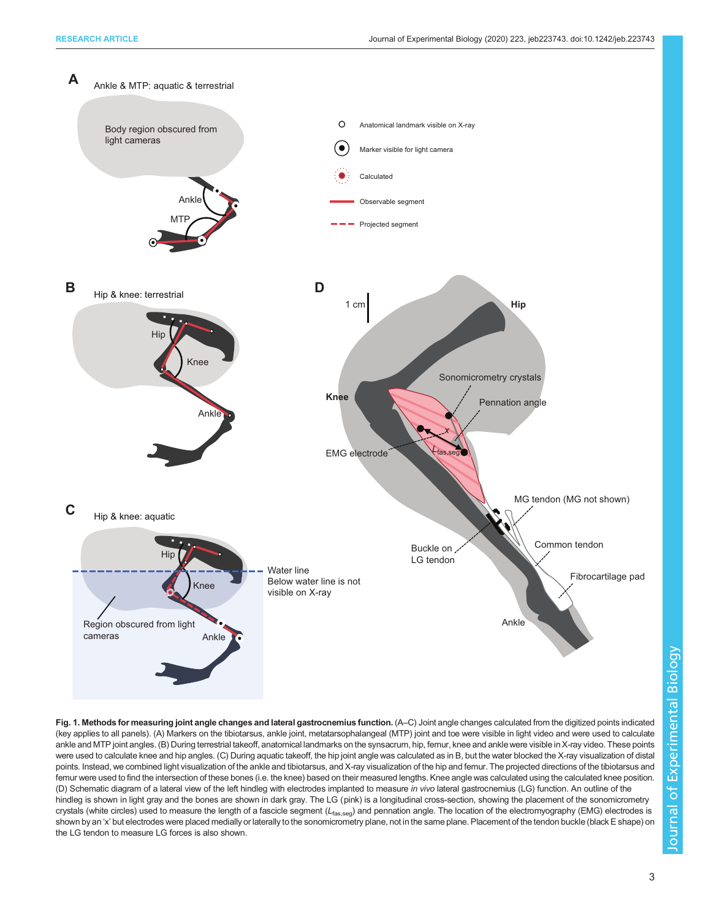**Fig. 1. Methods for measuring joint angle changes and lateral gastrocnemius function.** (A–C) Joint angle changes calculated from the digitized points indicated (key applies to all panels). (A) Markers on the tibiotarsus, ankle joint, metatarsophalangeal (MTP) joint and toe were visible in light video and were used to calculate ankle and MTP joint angles. (B) During terrestrial takeoff, anatomical landmarks on the synsacrum, hip, femur, knee and ankle were visible in X-ray video. These points were used to calculate knee and hip angles. (C) During aquatic takeoff, the hip joint angle was calculated as in B, but the water blocked the X-ray visualization of distal points. Instead, we combined light visualization of the ankle and tibiotarsus, and X-ray visualization of the hip and femur. The projected directions of the tibiotarsus and femur were used to find the intersection of these bones (i.e. the knee) based on their measured lengths. Knee angle was calculated using the calculated knee position. (D) Schematic diagram of a lateral view of the left hindleg with electrodes implanted to measure *in vivo* lateral gastrocnemius (LG) function. An outline of the hindleg is shown in light gray and the bones are shown in dark gray. The LG (pink) is a longitudinal cross-section, showing the placement of the sonomicrometry crystals (white circles) used to measure the length of a fascicle segment ($L_{fas,seg}$) and pennation angle. The location of the electromyography (EMG) electrodes is shown by an 'x' but electrodes were placed medially or laterally to the sonomicrometry plane, not in the same plane. Placement of the tendon buckle (black E shape) on the LG tendon to measure LG forces is also shown.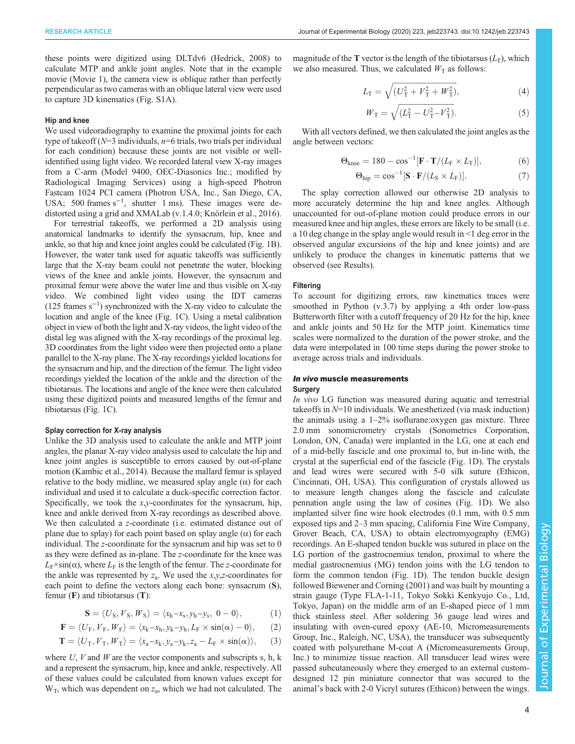these points were digitized using DLTdv6 (Hedrick, 2008) to calculate MTP and ankle joint angles. Note that in the example movie (Movie 1), the camera view is oblique rather than perfectly perpendicular as two cameras with an oblique lateral view were used to capture 3D kinematics (Fig. S1A).

#### Hip and knee

We used videoradiography to examine the proximal joints for each type of takeoff ($N$=3 individuals, $n$=6 trials, two trials per individual for each condition) because these joints are not visible or well-identified using light video. We recorded lateral view X-ray images from a C-arm (Model 9400, OEC-Diasonics Inc.; modified by Radiological Imaging Services) using a high-speed Photron Fastcam 1024 PCI camera (Photron USA, Inc., San Diego, CA, USA; 500 frames $s^{-1}$, shutter 1 ms). These images were de-distorted using a grid and XMALab (v.1.4.0; Knörlein et al., 2016).

For terrestrial takeoffs, we performed a 2D analysis using anatomical landmarks to identify the synsacrum, hip, knee and ankle, so that hip and knee joint angles could be calculated (Fig. 1B). However, the water tank used for aquatic takeoffs was sufficiently large that the X-ray beam could not penetrate the water, blocking views of the knee and ankle joints. However, the synsacrum and proximal femur were above the water line and thus visible on X-ray video. We combined light video using the IDT cameras (125 frames $s^{-1}$) synchronized with the X-ray video to calculate the location and angle of the knee (Fig. 1C). Using a metal calibration object in view of both the light and X-ray videos, the light video of the distal leg was aligned with the X-ray recordings of the proximal leg. 3D coordinates from the light video were then projected onto a plane parallel to the X-ray plane. The X-ray recordings yielded locations for the synsacrum and hip, and the direction of the femur. The light video recordings yielded the location of the ankle and the direction of the tibiotarsus. The locations and angle of the knee were then calculated using these digitized points and measured lengths of the femur and tibiotarsus (Fig. 1C).

#### Splay correction for X-ray analysis

Unlike the 3D analysis used to calculate the ankle and MTP joint angles, the planar X-ray video analysis used to calculate the hip and knee joint angles is susceptible to errors caused by out-of-plane motion (Kambic et al., 2014). Because the mallard femur is splayed relative to the body midline, we measured splay angle ($\alpha$) for each individual and used it to calculate a duck-specific correction factor. Specifically, we took the $x$,$y$-coordinates for the synsacrum, hip, knee and ankle derived from X-ray recordings as described above. We then calculated a $z$-coordinate (i.e. estimated distance out of plane due to splay) for each point based on splay angle ($\alpha$) for each individual. The $z$-coordinate for the synsacrum and hip was set to 0 as they were defined as in-plane. The $z$-coordinate for the knee was $L_F \times \sin(\alpha)$, where $L_F$ is the length of the femur. The $z$-coordinate for the ankle was represented by $z_a$. We used the $x$,$y$,$z$-coordinates for each point to define the vectors along each bone: synsacrum (**S**), femur (**F**) and tibiotarsus (**T**):

$$\mathbf{S} = \langle U_S, V_S, W_S \rangle = \langle x_h - x_s, y_h - y_s, 0 - 0 \rangle, \quad (1)$$

$$\mathbf{F} = \langle U_F, V_F, W_F \rangle = \langle x_k - x_h, y_k - y_h, L_F \times \sin(\alpha) - 0 \rangle, \quad (2)$$

$$\mathbf{T} = \langle U_T, V_T, W_T \rangle = \langle x_a - x_k, y_a - y_k, z_a - L_F \times \sin(\alpha) \rangle, \quad (3)$$

where $U$, $V$ and $W$ are the vector components and subscripts s, h, k and a represent the synsacrum, hip, knee and ankle, respectively. All of these values could be calculated from known values except for $W_T$, which was dependent on $z_a$, which we had not calculated. The magnitude of the **T** vector is the length of the tibiotarsus ($L_T$), which we also measured. Thus, we calculated $W_T$ as follows:

$$L_T = \sqrt{(U_T^2 + V_T^2 + W_T^2)}, \quad (4)$$

$$W_T = \sqrt{(L_T^2 - U_T^2 - V_T^2)}. \quad (5)$$

With all vectors defined, we then calculated the joint angles as the angle between vectors:

$$\Theta_{knee} = 180 - \cos^{-1}[\mathbf{F} \cdot \mathbf{T}/(L_F \times L_T)], \quad (6)$$

$$\Theta_{hip} = \cos^{-1}[\mathbf{S} \cdot \mathbf{F}/(L_S \times L_F)]. \quad (7)$$

The splay correction allowed our otherwise 2D analysis to more accurately determine the hip and knee angles. Although unaccounted for out-of-plane motion could produce errors in our measured knee and hip angles, these errors are likely to be small (i.e. a 10 deg change in the splay angle would result in <1 deg error in the observed angular excursions of the hip and knee joints) and are unlikely to produce the changes in kinematic patterns that we observed (see Results).

#### Filtering

To account for digitizing errors, raw kinematics traces were smoothed in Python (v.3.7) by applying a 4th order low-pass Butterworth filter with a cutoff frequency of 20 Hz for the hip, knee and ankle joints and 50 Hz for the MTP joint. Kinematics time scales were normalized to the duration of the power stroke, and the data were interpolated in 100 time steps during the power stroke to average across trials and individuals.

### *In vivo* muscle measurements

#### Surgery

*In vivo* LG function was measured during aquatic and terrestrial takeoffs in $N$=10 individuals. We anesthetized (via mask induction) the animals using a 1–2% isoflurane:oxygen gas mixture. Three 2.0 mm sonomicrometry crystals (Sonometrics Corporation, London, ON, Canada) were implanted in the LG, one at each end of a mid-belly fascicle and one proximal to, but in-line with, the crystal at the superficial end of the fascicle (Fig. 1D). The crystals and lead wires were secured with 5-0 silk suture (Ethicon, Cincinnati, OH, USA). This configuration of crystals allowed us to measure length changes along the fascicle and calculate pennation angle using the law of cosines (Fig. 1D). We also implanted silver fine wire hook electrodes (0.1 mm, with 0.5 mm exposed tips and 2–3 mm spacing, California Fine Wire Company, Grover Beach, CA, USA) to obtain electromyography (EMG) recordings. An E-shaped tendon buckle was sutured in place on the LG portion of the gastrocnemius tendon, proximal to where the medial gastrocnemius (MG) tendon joins with the LG tendon to form the common tendon (Fig. 1D). The tendon buckle design followed Biewener and Corning (2001) and was built by mounting a strain gauge (Type FLA-1-11, Tokyo Sokki Kenkyujo Co., Ltd, Tokyo, Japan) on the middle arm of an E-shaped piece of 1 mm thick stainless steel. After soldering 36 gauge lead wires and insulating with oven-cured epoxy (AE-10, Micromeasurements Group, Inc., Raleigh, NC, USA), the transducer was subsequently coated with polyurethane M-coat A (Micromeasurements Group, Inc.) to minimize tissue reaction. All transducer lead wires were passed subcutaneously where they emerged to an external custom-designed 12 pin miniature connector that was secured to the animal's back with 2-0 Vicryl sutures (Ethicon) between the wings.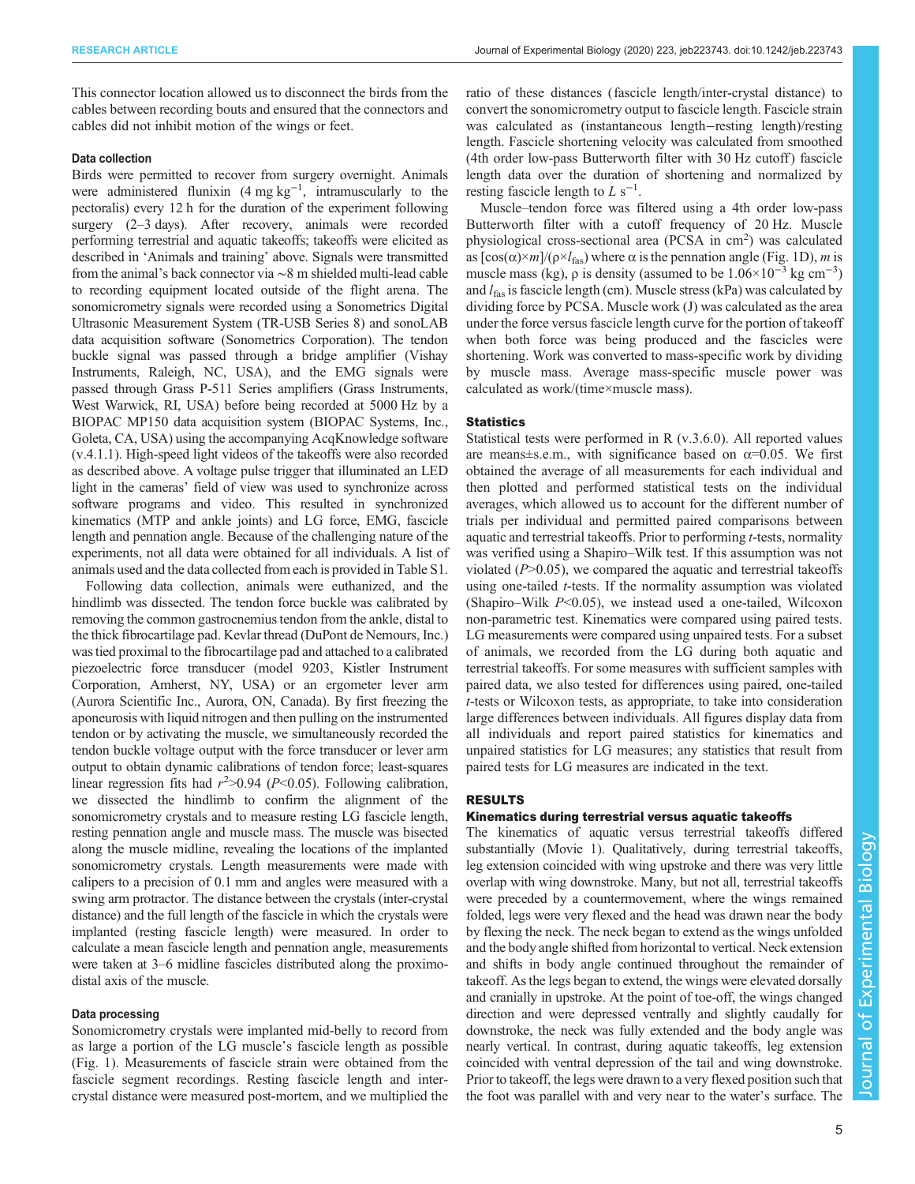This connector location allowed us to disconnect the birds from the cables between recording bouts and ensured that the connectors and cables did not inhibit motion of the wings or feet.

### Data collection

Birds were permitted to recover from surgery overnight. Animals were administered flunixin (4 mg $kg^{-1}$, intramuscularly to the pectoralis) every 12 h for the duration of the experiment following surgery (2–3 days). After recovery, animals were recorded performing terrestrial and aquatic takeoffs; takeoffs were elicited as described in 'Animals and training' above. Signals were transmitted from the animal's back connector via ∼8 m shielded multi-lead cable to recording equipment located outside of the flight arena. The sonomicrometry signals were recorded using a Sonometrics Digital Ultrasonic Measurement System (TR-USB Series 8) and sonoLAB data acquisition software (Sonometrics Corporation). The tendon buckle signal was passed through a bridge amplifier (Vishay Instruments, Raleigh, NC, USA), and the EMG signals were passed through Grass P-511 Series amplifiers (Grass Instruments, West Warwick, RI, USA) before being recorded at 5000 Hz by a BIOPAC MP150 data acquisition system (BIOPAC Systems, Inc., Goleta, CA, USA) using the accompanying AcqKnowledge software (v.4.1.1). High-speed light videos of the takeoffs were also recorded as described above. A voltage pulse trigger that illuminated an LED light in the cameras' field of view was used to synchronize across software programs and video. This resulted in synchronized kinematics (MTP and ankle joints) and LG force, EMG, fascicle length and pennation angle. Because of the challenging nature of the experiments, not all data were obtained for all individuals. A list of animals used and the data collected from each is provided in Table S1.

Following data collection, animals were euthanized, and the hindlimb was dissected. The tendon force buckle was calibrated by removing the common gastrocnemius tendon from the ankle, distal to the thick fibrocartilage pad. Kevlar thread (DuPont de Nemours, Inc.) was tied proximal to the fibrocartilage pad and attached to a calibrated piezoelectric force transducer (model 9203, Kistler Instrument Corporation, Amherst, NY, USA) or an ergometer lever arm (Aurora Scientific Inc., Aurora, ON, Canada). By first freezing the aponeurosis with liquid nitrogen and then pulling on the instrumented tendon or by activating the muscle, we simultaneously recorded the tendon buckle voltage output with the force transducer or lever arm output to obtain dynamic calibrations of tendon force; least-squares linear regression fits had $r^2$>0.94 ($P$<0.05). Following calibration, we dissected the hindlimb to confirm the alignment of the sonomicrometry crystals and to measure resting LG fascicle length, resting pennation angle and muscle mass. The muscle was bisected along the muscle midline, revealing the locations of the implanted sonomicrometry crystals. Length measurements were made with calipers to a precision of 0.1 mm and angles were measured with a swing arm protractor. The distance between the crystals (inter-crystal distance) and the full length of the fascicle in which the crystals were implanted (resting fascicle length) were measured. In order to calculate a mean fascicle length and pennation angle, measurements were taken at 3–6 midline fascicles distributed along the proximo-distal axis of the muscle.

### Data processing

Sonomicrometry crystals were implanted mid-belly to record from as large a portion of the LG muscle's fascicle length as possible (Fig. 1). Measurements of fascicle strain were obtained from the fascicle segment recordings. Resting fascicle length and inter-crystal distance were measured post-mortem, and we multiplied the ratio of these distances (fascicle length/inter-crystal distance) to convert the sonomicrometry output to fascicle length. Fascicle strain was calculated as (instantaneous length−resting length)/resting length. Fascicle shortening velocity was calculated from smoothed (4th order low-pass Butterworth filter with 30 Hz cutoff) fascicle length data over the duration of shortening and normalized by resting fascicle length to $L$ $s^{-1}$.

Muscle–tendon force was filtered using a 4th order low-pass Butterworth filter with a cutoff frequency of 20 Hz. Muscle physiological cross-sectional area (PCSA in $cm^2$) was calculated as $[\cos(\alpha)\times m]/(\rho\times l_{fas})$ where $\alpha$ is the pennation angle (Fig. 1D), $m$ is muscle mass (kg), $\rho$ is density (assumed to be $1.06\times10^{-3}$ kg $cm^{-3}$) and $l_{fas}$ is fascicle length (cm). Muscle stress (kPa) was calculated by dividing force by PCSA. Muscle work (J) was calculated as the area under the force versus fascicle length curve for the portion of takeoff when both force was being produced and the fascicles were shortening. Work was converted to mass-specific work by dividing by muscle mass. Average mass-specific muscle power was calculated as work/(time×muscle mass).

### Statistics

Statistical tests were performed in R (v.3.6.0). All reported values are means±s.e.m., with significance based on $\alpha$=0.05. We first obtained the average of all measurements for each individual and then plotted and performed statistical tests on the individual averages, which allowed us to account for the different number of trials per individual and permitted paired comparisons between aquatic and terrestrial takeoffs. Prior to performing $t$-tests, normality was verified using a Shapiro–Wilk test. If this assumption was not violated ($P$>0.05), we compared the aquatic and terrestrial takeoffs using one-tailed $t$-tests. If the normality assumption was violated (Shapiro–Wilk $P$<0.05), we instead used a one-tailed, Wilcoxon non-parametric test. Kinematics were compared using paired tests. LG measurements were compared using unpaired tests. For a subset of animals, we recorded from the LG during both aquatic and terrestrial takeoffs. For some measures with sufficient samples with paired data, we also tested for differences using paired, one-tailed $t$-tests or Wilcoxon tests, as appropriate, to take into consideration large differences between individuals. All figures display data from all individuals and report paired statistics for kinematics and unpaired statistics for LG measures; any statistics that result from paired tests for LG measures are indicated in the text.

## RESULTS

### Kinematics during terrestrial versus aquatic takeoffs

The kinematics of aquatic versus terrestrial takeoffs differed substantially (Movie 1). Qualitatively, during terrestrial takeoffs, leg extension coincided with wing upstroke and there was very little overlap with wing downstroke. Many, but not all, terrestrial takeoffs were preceded by a countermovement, where the wings remained folded, legs were very flexed and the head was drawn near the body by flexing the neck. The neck began to extend as the wings unfolded and the body angle shifted from horizontal to vertical. Neck extension and shifts in body angle continued throughout the remainder of takeoff. As the legs began to extend, the wings were elevated dorsally and cranially in upstroke. At the point of toe-off, the wings changed direction and were depressed ventrally and slightly caudally for downstroke, the neck was fully extended and the body angle was nearly vertical. In contrast, during aquatic takeoffs, leg extension coincided with ventral depression of the tail and wing downstroke. Prior to takeoff, the legs were drawn to a very flexed position such that the foot was parallel with and very near to the water's surface. The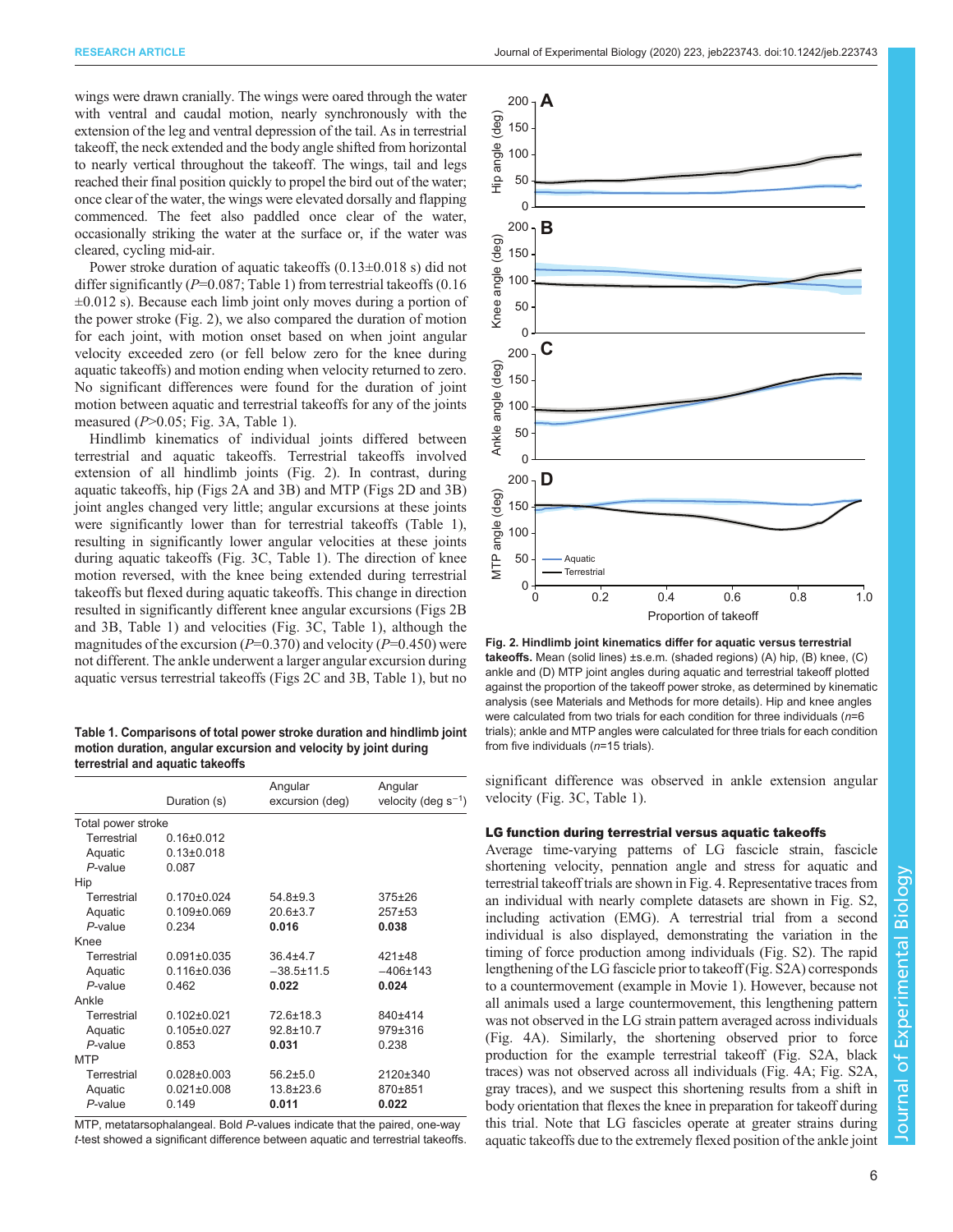wings were drawn cranially. The wings were oared through the water with ventral and caudal motion, nearly synchronously with the extension of the leg and ventral depression of the tail. As in terrestrial takeoff, the neck extended and the body angle shifted from horizontal to nearly vertical throughout the takeoff. The wings, tail and legs reached their final position quickly to propel the bird out of the water; once clear of the water, the wings were elevated dorsally and flapping commenced. The feet also paddled once clear of the water, occasionally striking the water at the surface or, if the water was cleared, cycling mid-air.

Power stroke duration of aquatic takeoffs (0.13±0.018 s) did not differ significantly (*P*=0.087; Table 1) from terrestrial takeoffs (0.16 ±0.012 s). Because each limb joint only moves during a portion of the power stroke (Fig. 2), we also compared the duration of motion for each joint, with motion onset based on when joint angular velocity exceeded zero (or fell below zero for the knee during aquatic takeoffs) and motion ending when velocity returned to zero. No significant differences were found for the duration of joint motion between aquatic and terrestrial takeoffs for any of the joints measured (*P*>0.05; Fig. 3A, Table 1).

Hindlimb kinematics of individual joints differed between terrestrial and aquatic takeoffs. Terrestrial takeoffs involved extension of all hindlimb joints (Fig. 2). In contrast, during aquatic takeoffs, hip (Figs 2A and 3B) and MTP (Figs 2D and 3B) joint angles changed very little; angular excursions at these joints were significantly lower than for terrestrial takeoffs (Table 1), resulting in significantly lower angular velocities at these joints during aquatic takeoffs (Fig. 3C, Table 1). The direction of knee motion reversed, with the knee being extended during terrestrial takeoffs but flexed during aquatic takeoffs. This change in direction resulted in significantly different knee angular excursions (Figs 2B and 3B, Table 1) and velocities (Fig. 3C, Table 1), although the magnitudes of the excursion (*P*=0.370) and velocity (*P*=0.450) were not different. The ankle underwent a larger angular excursion during aquatic versus terrestrial takeoffs (Figs 2C and 3B, Table 1), but no significant difference was observed in ankle extension angular velocity (Fig. 3C, Table 1).

**Table 1. Comparisons of total power stroke duration and hindlimb joint motion duration, angular excursion and velocity by joint during terrestrial and aquatic takeoffs**

| | Duration (s) | Angular excursion (deg) | Angular velocity (deg $s^{-1}$) |
|---|---|---|---|
| Total power stroke | | | |
| Terrestrial | 0.16±0.012 | | |
| Aquatic | 0.13±0.018 | | |
| *P*-value | 0.087 | | |
| Hip | | | |
| Terrestrial | 0.170±0.024 | 54.8±9.3 | 375±26 |
| Aquatic | 0.109±0.069 | 20.6±3.7 | 257±53 |
| *P*-value | 0.234 | **0.016** | **0.038** |
| Knee | | | |
| Terrestrial | 0.091±0.035 | 36.4±4.7 | 421±48 |
| Aquatic | 0.116±0.036 | −38.5±11.5 | −406±143 |
| *P*-value | 0.462 | **0.022** | **0.024** |
| Ankle | | | |
| Terrestrial | 0.102±0.021 | 72.6±18.3 | 840±414 |
| Aquatic | 0.105±0.027 | 92.8±10.7 | 979±316 |
| *P*-value | 0.853 | **0.031** | 0.238 |
| MTP | | | |
| Terrestrial | 0.028±0.003 | 56.2±5.0 | 2120±340 |
| Aquatic | 0.021±0.008 | 13.8±23.6 | 870±851 |
| *P*-value | 0.149 | **0.011** | **0.022** |

MTP, metatarsophalangeal. Bold *P*-values indicate that the paired, one-way *t*-test showed a significant difference between aquatic and terrestrial takeoffs.

**Fig. 2. Hindlimb joint kinematics differ for aquatic versus terrestrial takeoffs.** Mean (solid lines) ±s.e.m. (shaded regions) (A) hip, (B) knee, (C) ankle and (D) MTP joint angles during aquatic and terrestrial takeoff plotted against the proportion of the takeoff power stroke, as determined by kinematic analysis (see Materials and Methods for more details). Hip and knee angles were calculated from two trials for each condition for three individuals (*n*=6 trials); ankle and MTP angles were calculated for three trials for each condition from five individuals (*n*=15 trials).

### LG function during terrestrial versus aquatic takeoffs

Average time-varying patterns of LG fascicle strain, fascicle shortening velocity, pennation angle and stress for aquatic and terrestrial takeoff trials are shown in Fig. 4. Representative traces from an individual with nearly complete datasets are shown in Fig. S2, including activation (EMG). A terrestrial trial from a second individual is also displayed, demonstrating the variation in the timing of force production among individuals (Fig. S2). The rapid lengthening of the LG fascicle prior to takeoff (Fig. S2A) corresponds to a countermovement (example in Movie 1). However, because not all animals used a large countermovement, this lengthening pattern was not observed in the LG strain pattern averaged across individuals (Fig. 4A). Similarly, the shortening observed prior to force production for the example terrestrial takeoff (Fig. S2A, black traces) was not observed across all individuals (Fig. 4A; Fig. S2A, gray traces), and we suspect this shortening results from a shift in body orientation that flexes the knee in preparation for takeoff during this trial. Note that LG fascicles operate at greater strains during aquatic takeoffs due to the extremely flexed position of the ankle joint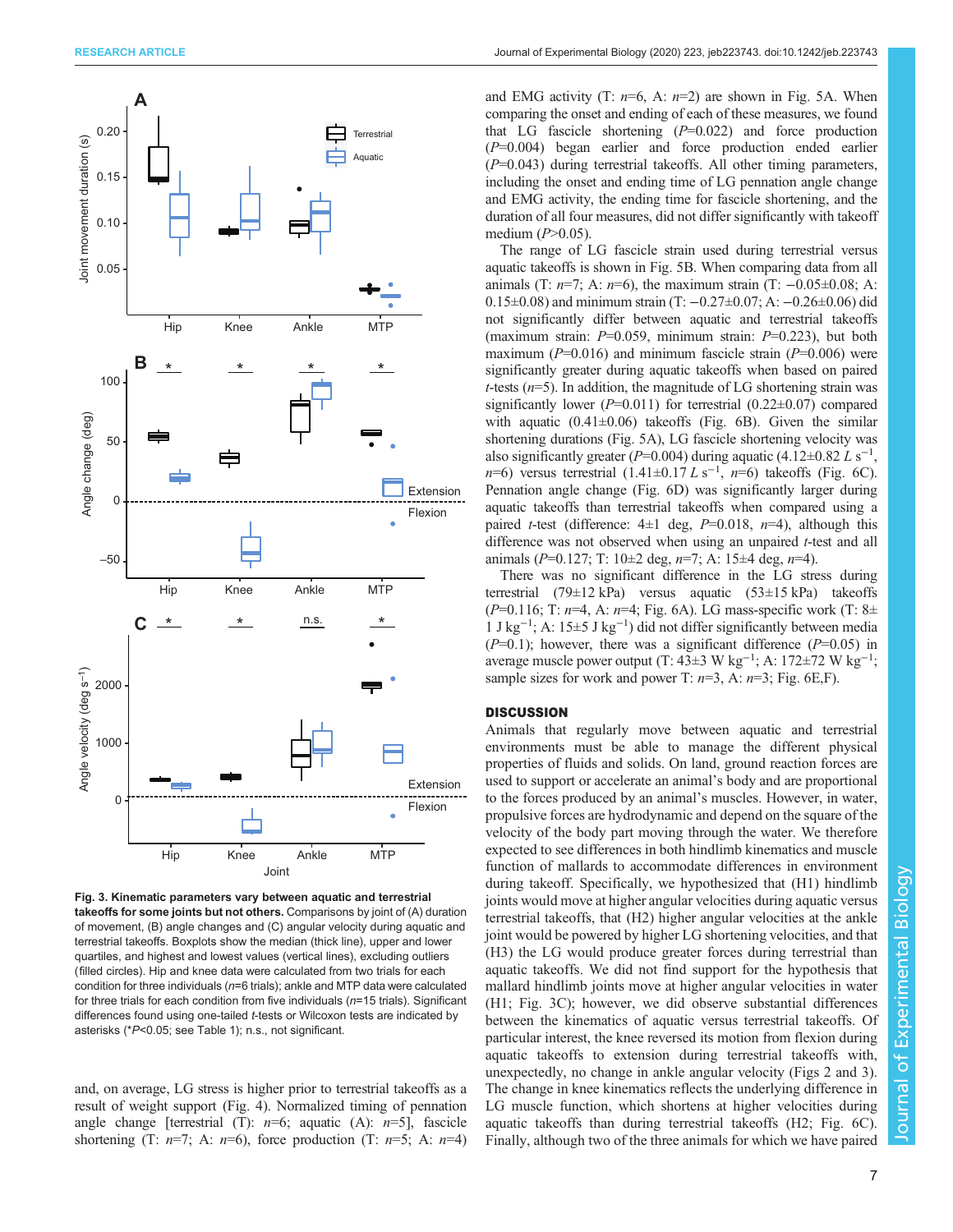**Fig. 3. Kinematic parameters vary between aquatic and terrestrial takeoffs for some joints but not others.** Comparisons by joint of (A) duration of movement, (B) angle changes and (C) angular velocity during aquatic and terrestrial takeoffs. Boxplots show the median (thick line), upper and lower quartiles, and highest and lowest values (vertical lines), excluding outliers (filled circles). Hip and knee data were calculated from two trials for each condition for three individuals ($n$=6 trials); ankle and MTP data were calculated for three trials for each condition from five individuals ($n$=15 trials). Significant differences found using one-tailed $t$-tests or Wilcoxon tests are indicated by asterisks (*$P$<0.05; see Table 1); n.s., not significant.

and, on average, LG stress is higher prior to terrestrial takeoffs as a result of weight support (Fig. 4). Normalized timing of pennation angle change [terrestrial (T): $n$=6; aquatic (A): $n$=5], fascicle shortening (T: $n$=7; A: $n$=6), force production (T: $n$=5; A: $n$=4) and EMG activity (T: $n$=6, A: $n$=2) are shown in Fig. 5A. When comparing the onset and ending of each of these measures, we found that LG fascicle shortening ($P$=0.022) and force production ($P$=0.004) began earlier and force production ended earlier ($P$=0.043) during terrestrial takeoffs. All other timing parameters, including the onset and ending time of LG pennation angle change and EMG activity, the ending time for fascicle shortening, and the duration of all four measures, did not differ significantly with takeoff medium ($P$>0.05).

The range of LG fascicle strain used during terrestrial versus aquatic takeoffs is shown in Fig. 5B. When comparing data from all animals (T: $n$=7; A: $n$=6), the maximum strain (T: −0.05±0.08; A: 0.15±0.08) and minimum strain (T: −0.27±0.07; A: −0.26±0.06) did not significantly differ between aquatic and terrestrial takeoffs (maximum strain: $P$=0.059, minimum strain: $P$=0.223), but both maximum ($P$=0.016) and minimum fascicle strain ($P$=0.006) were significantly greater during aquatic takeoffs when based on paired $t$-tests ($n$=5). In addition, the magnitude of LG shortening strain was significantly lower ($P$=0.011) for terrestrial (0.22±0.07) compared with aquatic (0.41±0.06) takeoffs (Fig. 6B). Given the similar shortening durations (Fig. 5A), LG fascicle shortening velocity was also significantly greater ($P$=0.004) during aquatic (4.12±0.82 $L\ s^{-1}$, $n$=6) versus terrestrial (1.41±0.17 $L\ s^{-1}$, $n$=6) takeoffs (Fig. 6C). Pennation angle change (Fig. 6D) was significantly larger during aquatic takeoffs than terrestrial takeoffs when compared using a paired $t$-test (difference: 4±1 deg, $P$=0.018, $n$=4), although this difference was not observed when using an unpaired $t$-test and all animals ($P$=0.127; T: 10±2 deg, $n$=7; A: 15±4 deg, $n$=4).

There was no significant difference in the LG stress during terrestrial (79±12 kPa) versus aquatic (53±15 kPa) takeoffs ($P$=0.116; T: $n$=4, A: $n$=4; Fig. 6A). LG mass-specific work (T: 8±1 J $kg^{-1}$; A: 15±5 J $kg^{-1}$) did not differ significantly between media ($P$=0.1); however, there was a significant difference ($P$=0.05) in average muscle power output (T: 43±3 W $kg^{-1}$; A: 172±72 W $kg^{-1}$; sample sizes for work and power T: $n$=3, A: $n$=3; Fig. 6E,F).

## DISCUSSION

Animals that regularly move between aquatic and terrestrial environments must be able to manage the different physical properties of fluids and solids. On land, ground reaction forces are used to support or accelerate an animal's body and are proportional to the forces produced by an animal's muscles. However, in water, propulsive forces are hydrodynamic and depend on the square of the velocity of the body part moving through the water. We therefore expected to see differences in both hindlimb kinematics and muscle function of mallards to accommodate differences in environment during takeoff. Specifically, we hypothesized that (H1) hindlimb joints would move at higher angular velocities during aquatic versus terrestrial takeoffs, that (H2) higher angular velocities at the ankle joint would be powered by higher LG shortening velocities, and that (H3) the LG would produce greater forces during terrestrial than aquatic takeoffs. We did not find support for the hypothesis that mallard hindlimb joints move at higher angular velocities in water (H1; Fig. 3C); however, we did observe substantial differences between the kinematics of aquatic versus terrestrial takeoffs. Of particular interest, the knee reversed its motion from flexion during aquatic takeoffs to extension during terrestrial takeoffs with, unexpectedly, no change in ankle angular velocity (Figs 2 and 3). The change in knee kinematics reflects the underlying difference in LG muscle function, which shortens at higher velocities during aquatic takeoffs than during terrestrial takeoffs (H2; Fig. 6C). Finally, although two of the three animals for which we have paired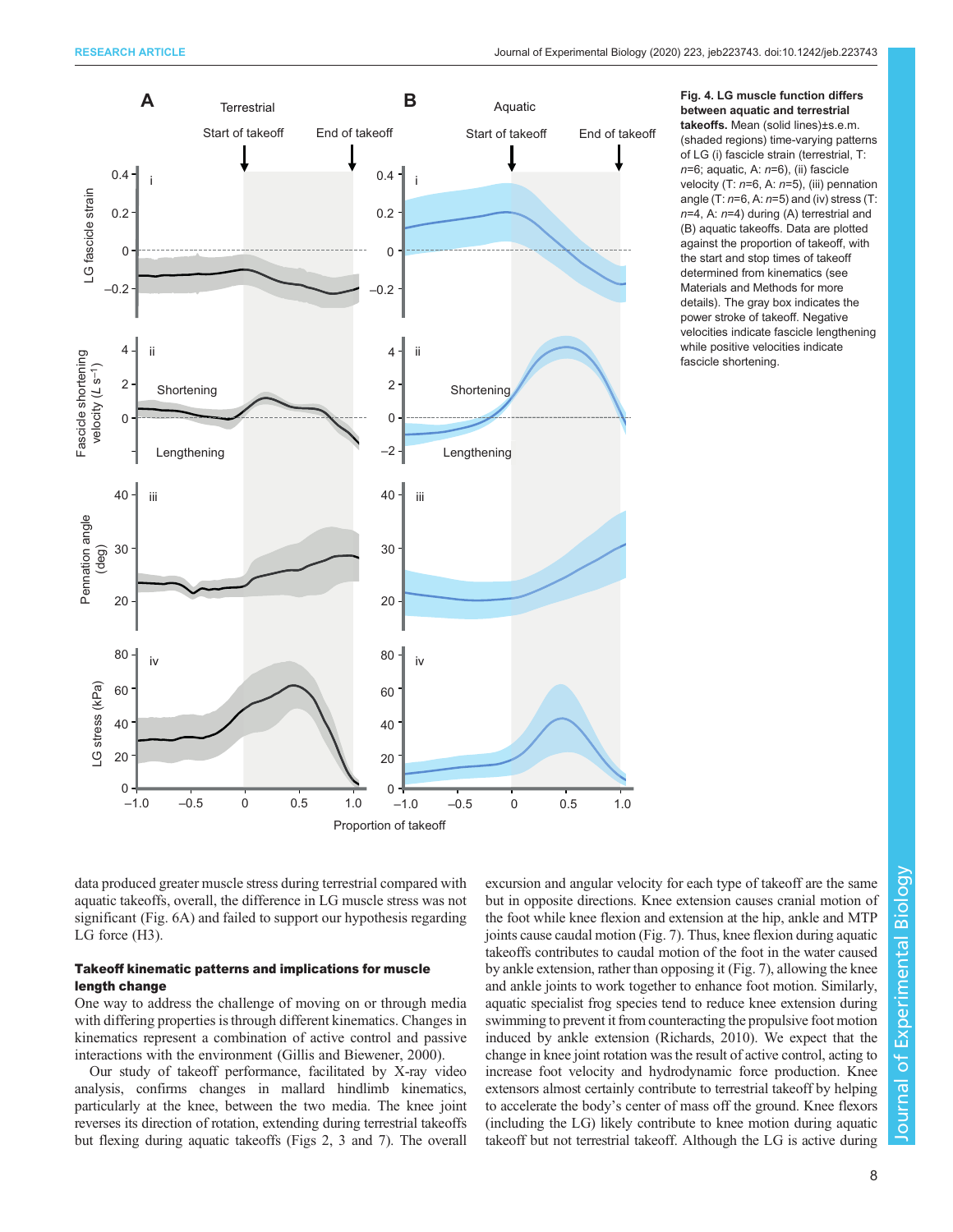**Fig. 4. LG muscle function differs between aquatic and terrestrial takeoffs.** Mean (solid lines)±s.e.m. (shaded regions) time-varying patterns of LG (i) fascicle strain (terrestrial, T: *n*=6; aquatic, A: *n*=6), (ii) fascicle velocity (T: *n*=6, A: *n*=5), (iii) pennation angle (T: *n*=6, A: *n*=5) and (iv) stress (T: *n*=4, A: *n*=4) during (A) terrestrial and (B) aquatic takeoffs. Data are plotted against the proportion of takeoff, with the start and stop times of takeoff determined from kinematics (see Materials and Methods for more details). The gray box indicates the power stroke of takeoff. Negative velocities indicate fascicle lengthening while positive velocities indicate fascicle shortening.

data produced greater muscle stress during terrestrial compared with aquatic takeoffs, overall, the difference in LG muscle stress was not significant (Fig. 6A) and failed to support our hypothesis regarding LG force (H3).

### Takeoff kinematic patterns and implications for muscle length change

One way to address the challenge of moving on or through media with differing properties is through different kinematics. Changes in kinematics represent a combination of active control and passive interactions with the environment (Gillis and Biewener, 2000).

Our study of takeoff performance, facilitated by X-ray video analysis, confirms changes in mallard hindlimb kinematics, particularly at the knee, between the two media. The knee joint reverses its direction of rotation, extending during terrestrial takeoffs but flexing during aquatic takeoffs (Figs 2, 3 and 7). The overall excursion and angular velocity for each type of takeoff are the same but in opposite directions. Knee extension causes cranial motion of the foot while knee flexion and extension at the hip, ankle and MTP joints cause caudal motion (Fig. 7). Thus, knee flexion during aquatic takeoffs contributes to caudal motion of the foot in the water caused by ankle extension, rather than opposing it (Fig. 7), allowing the knee and ankle joints to work together to enhance foot motion. Similarly, aquatic specialist frog species tend to reduce knee extension during swimming to prevent it from counteracting the propulsive foot motion induced by ankle extension (Richards, 2010). We expect that the change in knee joint rotation was the result of active control, acting to increase foot velocity and hydrodynamic force production. Knee extensors almost certainly contribute to terrestrial takeoff by helping to accelerate the body's center of mass off the ground. Knee flexors (including the LG) likely contribute to knee motion during aquatic takeoff but not terrestrial takeoff. Although the LG is active during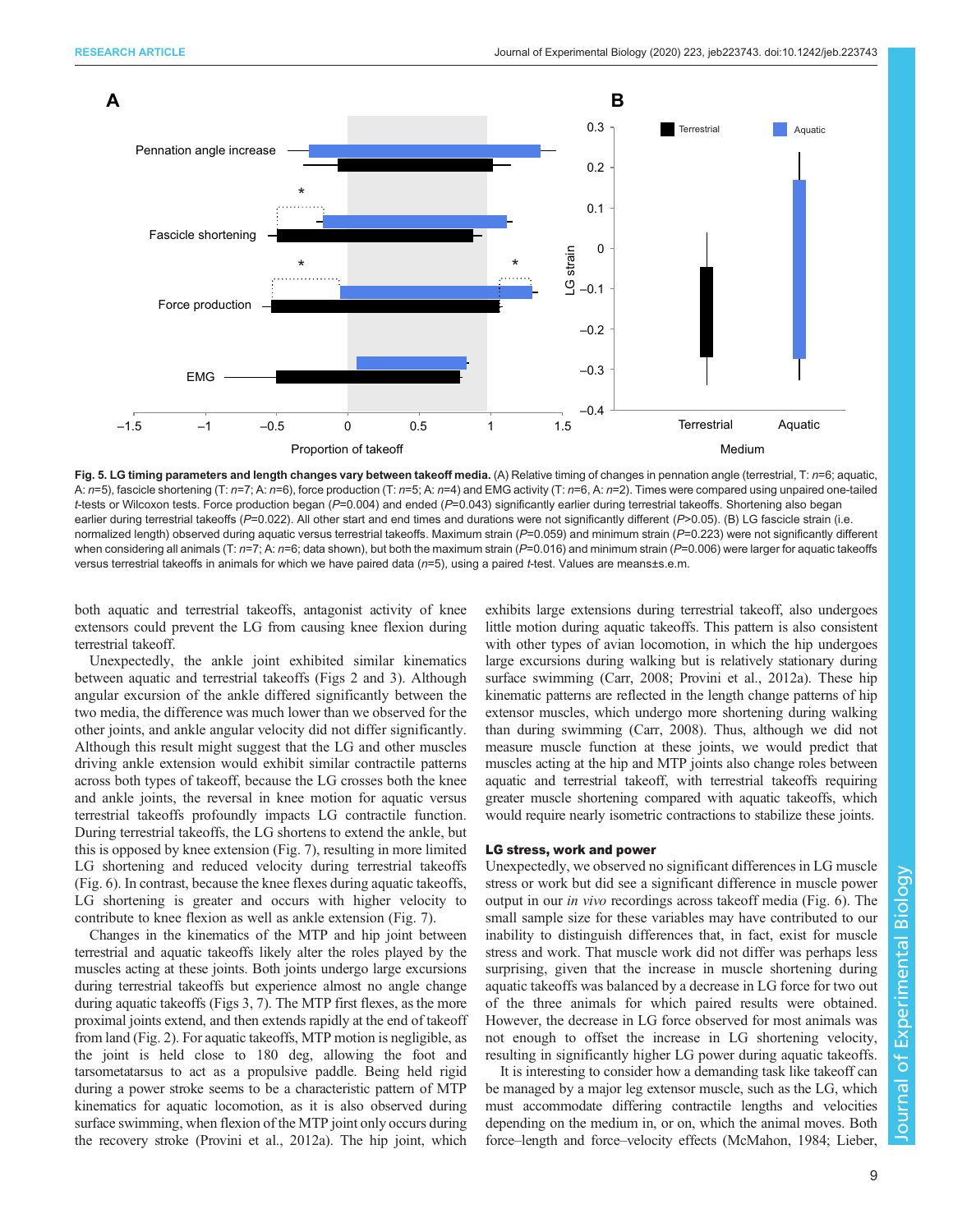**Fig. 5. LG timing parameters and length changes vary between takeoff media.** (A) Relative timing of changes in pennation angle (terrestrial, T: $n$=6; aquatic, A: $n$=5), fascicle shortening (T: $n$=7; A: $n$=6), force production (T: $n$=5; A: $n$=4) and EMG activity (T: $n$=6, A: $n$=2). Times were compared using unpaired one-tailed $t$-tests or Wilcoxon tests. Force production began ($P$=0.004) and ended ($P$=0.043) significantly earlier during terrestrial takeoffs. Shortening also began earlier during terrestrial takeoffs ($P$=0.022). All other start and end times and durations were not significantly different ($P$>0.05). (B) LG fascicle strain (i.e. normalized length) observed during aquatic versus terrestrial takeoffs. Maximum strain ($P$=0.059) and minimum strain ($P$=0.223) were not significantly different when considering all animals (T: $n$=7; A: $n$=6; data shown), but both the maximum strain ($P$=0.016) and minimum strain ($P$=0.006) were larger for aquatic takeoffs versus terrestrial takeoffs in animals for which we have paired data ($n$=5), using a paired $t$-test. Values are means±s.e.m.

both aquatic and terrestrial takeoffs, antagonist activity of knee extensors could prevent the LG from causing knee flexion during terrestrial takeoff.

Unexpectedly, the ankle joint exhibited similar kinematics between aquatic and terrestrial takeoffs (Figs 2 and 3). Although angular excursion of the ankle differed significantly between the two media, the difference was much lower than we observed for the other joints, and ankle angular velocity did not differ significantly. Although this result might suggest that the LG and other muscles driving ankle extension would exhibit similar contractile patterns across both types of takeoff, because the LG crosses both the knee and ankle joints, the reversal in knee motion for aquatic versus terrestrial takeoffs profoundly impacts LG contractile function. During terrestrial takeoffs, the LG shortens to extend the ankle, but this is opposed by knee extension (Fig. 7), resulting in more limited LG shortening and reduced velocity during terrestrial takeoffs (Fig. 6). In contrast, because the knee flexes during aquatic takeoffs, LG shortening is greater and occurs with higher velocity to contribute to knee flexion as well as ankle extension (Fig. 7).

Changes in the kinematics of the MTP and hip joint between terrestrial and aquatic takeoffs likely alter the roles played by the muscles acting at these joints. Both joints undergo large excursions during terrestrial takeoffs but experience almost no angle change during aquatic takeoffs (Figs 3, 7). The MTP first flexes, as the more proximal joints extend, and then extends rapidly at the end of takeoff from land (Fig. 2). For aquatic takeoffs, MTP motion is negligible, as the joint is held close to 180 deg, allowing the foot and tarsometatarsus to act as a propulsive paddle. Being held rigid during a power stroke seems to be a characteristic pattern of MTP kinematics for aquatic locomotion, as it is also observed during surface swimming, when flexion of the MTP joint only occurs during the recovery stroke (Provini et al., 2012a). The hip joint, which exhibits large extensions during terrestrial takeoff, also undergoes little motion during aquatic takeoffs. This pattern is also consistent with other types of avian locomotion, in which the hip undergoes large excursions during walking but is relatively stationary during surface swimming (Carr, 2008; Provini et al., 2012a). These hip kinematic patterns are reflected in the length change patterns of hip extensor muscles, which undergo more shortening during walking than during swimming (Carr, 2008). Thus, although we did not measure muscle function at these joints, we would predict that muscles acting at the hip and MTP joints also change roles between aquatic and terrestrial takeoff, with terrestrial takeoffs requiring greater muscle shortening compared with aquatic takeoffs, which would require nearly isometric contractions to stabilize these joints.

### LG stress, work and power

Unexpectedly, we observed no significant differences in LG muscle stress or work but did see a significant difference in muscle power output in our *in vivo* recordings across takeoff media (Fig. 6). The small sample size for these variables may have contributed to our inability to distinguish differences that, in fact, exist for muscle stress and work. That muscle work did not differ was perhaps less surprising, given that the increase in muscle shortening during aquatic takeoffs was balanced by a decrease in LG force for two out of the three animals for which paired results were obtained. However, the decrease in LG force observed for most animals was not enough to offset the increase in LG shortening velocity, resulting in significantly higher LG power during aquatic takeoffs.

It is interesting to consider how a demanding task like takeoff can be managed by a major leg extensor muscle, such as the LG, which must accommodate differing contractile lengths and velocities depending on the medium in, or on, which the animal moves. Both force–length and force–velocity effects (McMahon, 1984; Lieber,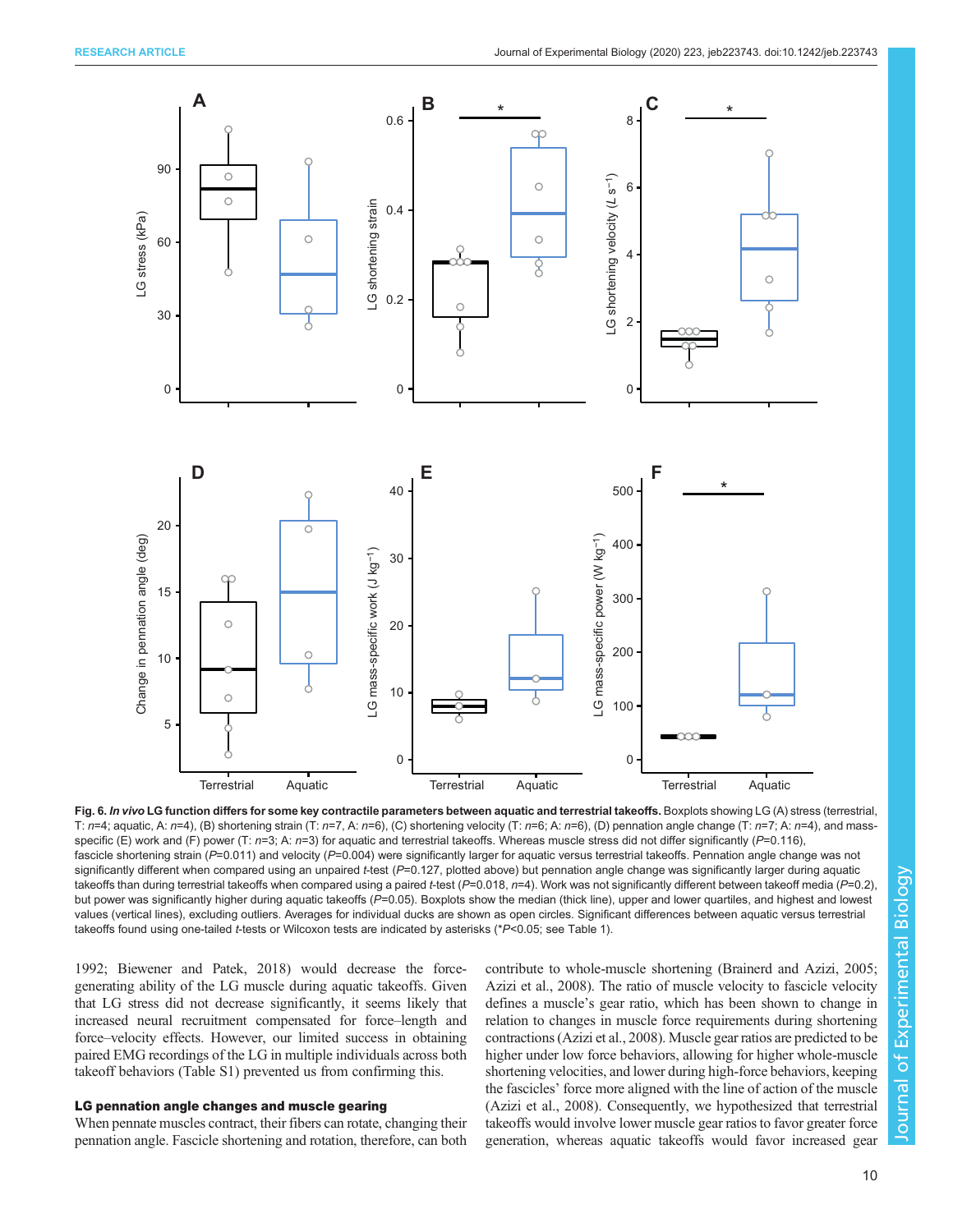**Fig. 6.** ***In vivo*** **LG function differs for some key contractile parameters between aquatic and terrestrial takeoffs.** Boxplots showing LG (A) stress (terrestrial, T: *n*=4; aquatic, A: *n*=4), (B) shortening strain (T: *n*=7, A: *n*=6), (C) shortening velocity (T: *n*=6; A: *n*=6), (D) pennation angle change (T: *n*=7; A: *n*=4), and mass-specific (E) work and (F) power (T: *n*=3; A: *n*=3) for aquatic and terrestrial takeoffs. Whereas muscle stress did not differ significantly (*P*=0.116), fascicle shortening strain (*P*=0.011) and velocity (*P*=0.004) were significantly larger for aquatic versus terrestrial takeoffs. Pennation angle change was not significantly different when compared using an unpaired *t*-test (*P*=0.127, plotted above) but pennation angle change was significantly larger during aquatic takeoffs than during terrestrial takeoffs when compared using a paired *t*-test (*P*=0.018, *n*=4). Work was not significantly different between takeoff media (*P*=0.2), but power was significantly higher during aquatic takeoffs (*P*=0.05). Boxplots show the median (thick line), upper and lower quartiles, and highest and lowest values (vertical lines), excluding outliers. Averages for individual ducks are shown as open circles. Significant differences between aquatic and terrestrial takeoffs found using one-tailed *t*-tests or Wilcoxon tests are indicated by asterisks (*P<0.05; see Table 1).

1992; Biewener and Patek, 2018) would decrease the force-generating ability of the LG muscle during aquatic takeoffs. Given that LG stress did not decrease significantly, it seems likely that increased neural recruitment compensated for force–length and force–velocity effects. However, our limited success in obtaining paired EMG recordings of the LG in multiple individuals across both takeoff behaviors (Table S1) prevented us from confirming this.

### LG pennation angle changes and muscle gearing

When pennate muscles contract, their fibers can rotate, changing their pennation angle. Fascicle shortening and rotation, therefore, can both contribute to whole-muscle shortening (Brainerd and Azizi, 2005; Azizi et al., 2008). The ratio of muscle velocity to fascicle velocity defines a muscle's gear ratio, which has been shown to change in relation to changes in muscle force requirements during shortening contractions (Azizi et al., 2008). Muscle gear ratios are predicted to be higher under low force behaviors, allowing for higher whole-muscle shortening velocities, and lower during high-force behaviors, keeping the fascicles' force more aligned with the line of action of the muscle (Azizi et al., 2008). Consequently, we hypothesized that terrestrial takeoffs would involve lower muscle gear ratios to favor greater force generation, whereas aquatic takeoffs would favor increased gear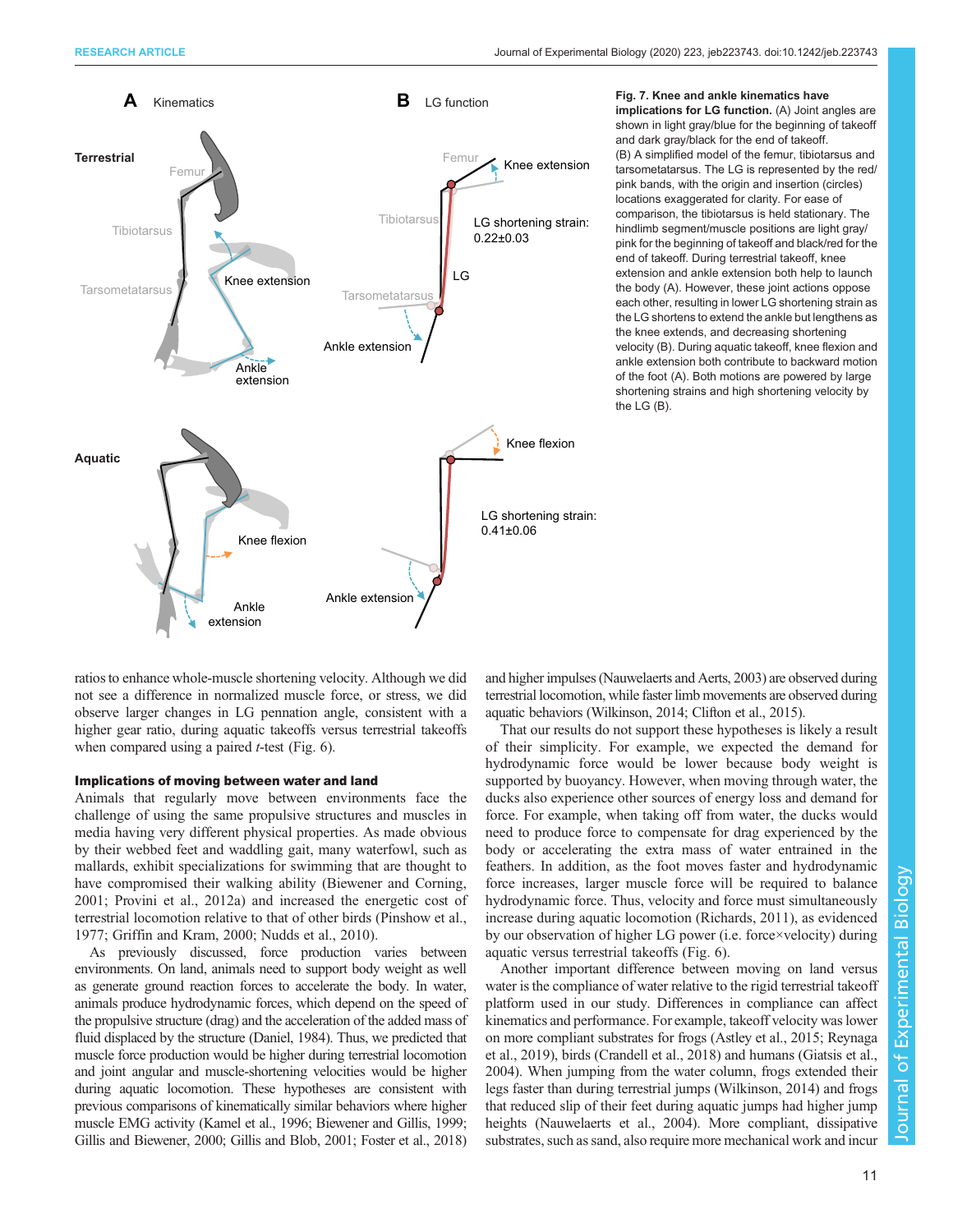**Fig. 7. Knee and ankle kinematics have implications for LG function.** (A) Joint angles are shown in light gray/blue for the beginning of takeoff and dark gray/black for the end of takeoff. (B) A simplified model of the femur, tibiotarsus and tarsometatarsus. The LG is represented by the red/pink bands, with the origin and insertion (circles) locations exaggerated for clarity. For ease of comparison, the tibiotarsus is held stationary. The hindlimb segment/muscle positions are light gray/pink for the beginning of takeoff and black/red for the end of takeoff. During terrestrial takeoff, knee extension and ankle extension both help to launch the body (A). However, these joint actions oppose each other, resulting in lower LG shortening strain as the LG shortens to extend the ankle but lengthens as the knee extends, and decreasing shortening velocity (B). During aquatic takeoff, knee flexion and ankle extension both contribute to backward motion of the foot (A). Both motions are powered by large shortening strains and high shortening velocity by the LG (B).

ratios to enhance whole-muscle shortening velocity. Although we did not see a difference in normalized muscle force, or stress, we did observe larger changes in LG pennation angle, consistent with a higher gear ratio, during aquatic takeoffs versus terrestrial takeoffs when compared using a paired *t*-test (Fig. 6).

### Implications of moving between water and land

Animals that regularly move between environments face the challenge of using the same propulsive structures and muscles in media having very different physical properties. As made obvious by their webbed feet and waddling gait, many waterfowl, such as mallards, exhibit specializations for swimming that are thought to have compromised their walking ability (Biewener and Corning, 2001; Provini et al., 2012a) and increased the energetic cost of terrestrial locomotion relative to that of other birds (Pinshow et al., 1977; Griffin and Kram, 2000; Nudds et al., 2010).

As previously discussed, force production varies between environments. On land, animals need to support body weight as well as generate ground reaction forces to accelerate the body. In water, animals produce hydrodynamic forces, which depend on the speed of the propulsive structure (drag) and the acceleration of the added mass of fluid displaced by the structure (Daniel, 1984). Thus, we predicted that muscle force production would be higher during terrestrial locomotion and joint angular and muscle-shortening velocities would be higher during aquatic locomotion. These hypotheses are consistent with previous comparisons of kinematically similar behaviors where higher muscle EMG activity (Kamel et al., 1996; Biewener and Gillis, 1999; Gillis and Biewener, 2000; Gillis and Blob, 2001; Foster et al., 2018) and higher impulses (Nauwelaerts and Aerts, 2003) are observed during terrestrial locomotion, while faster limb movements are observed during aquatic behaviors (Wilkinson, 2014; Clifton et al., 2015).

That our results do not support these hypotheses is likely a result of their simplicity. For example, we expected the demand for hydrodynamic force would be lower because body weight is supported by buoyancy. However, when moving through water, the ducks also experience other sources of energy loss and demand for force. For example, when taking off from water, the ducks would need to produce force to compensate for drag experienced by the body or accelerating the extra mass of water entrained in the feathers. In addition, as the foot moves faster and hydrodynamic force increases, larger muscle force will be required to balance hydrodynamic force. Thus, velocity and force must simultaneously increase during aquatic locomotion (Richards, 2011), as evidenced by our observation of higher LG power (i.e. force×velocity) during aquatic versus terrestrial takeoffs (Fig. 6).

Another important difference between moving on land versus water is the compliance of water relative to the rigid terrestrial takeoff platform used in our study. Differences in compliance can affect kinematics and performance. For example, takeoff velocity was lower on more compliant substrates for frogs (Astley et al., 2015; Reynaga et al., 2019), birds (Crandell et al., 2018) and humans (Giatsis et al., 2004). When jumping from the water column, frogs extended their legs faster than during terrestrial jumps (Wilkinson, 2014) and frogs that reduced slip of their feet during aquatic jumps had higher jump heights (Nauwelaerts et al., 2004). More compliant, dissipative substrates, such as sand, also require more mechanical work and incur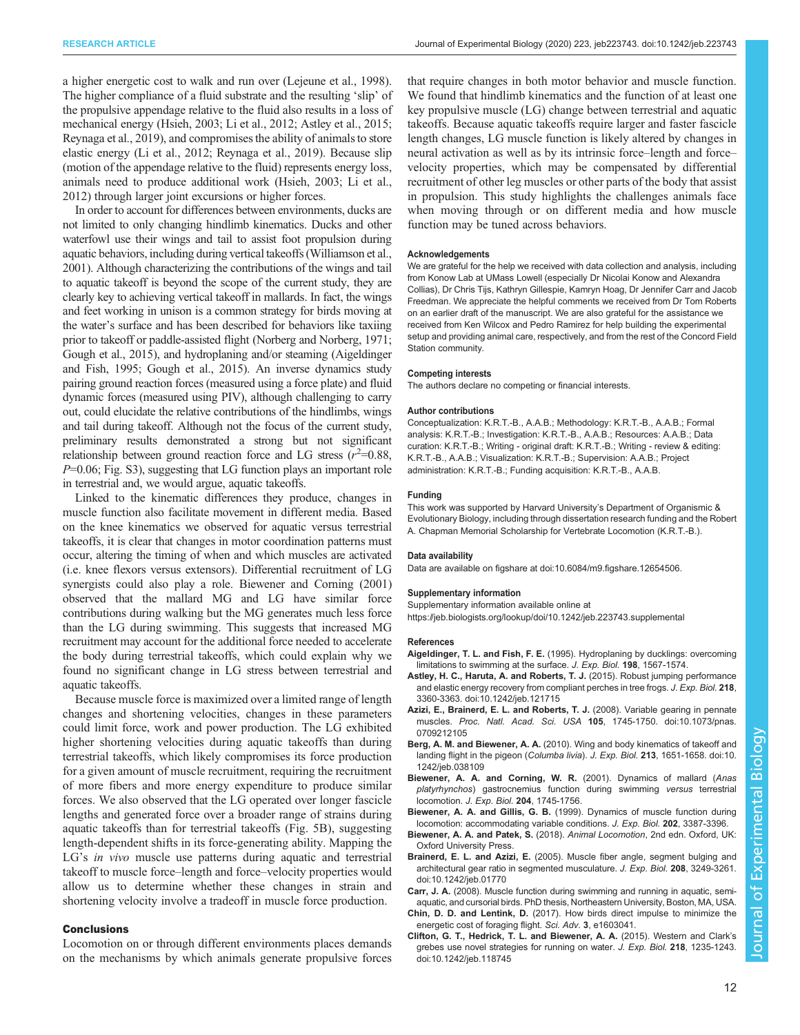a higher energetic cost to walk and run over (Lejeune et al., 1998). The higher compliance of a fluid substrate and the resulting 'slip' of the propulsive appendage relative to the fluid also results in a loss of mechanical energy (Hsieh, 2003; Li et al., 2012; Astley et al., 2015; Reynaga et al., 2019), and compromises the ability of animals to store elastic energy (Li et al., 2012; Reynaga et al., 2019). Because slip (motion of the appendage relative to the fluid) represents energy loss, animals need to produce additional work (Hsieh, 2003; Li et al., 2012) through larger joint excursions or higher forces.

In order to account for differences between environments, ducks are not limited to only changing hindlimb kinematics. Ducks and other waterfowl use their wings and tail to assist foot propulsion during aquatic behaviors, including during vertical takeoffs (Williamson et al., 2001). Although characterizing the contributions of the wings and tail to aquatic takeoff is beyond the scope of the current study, they are clearly key to achieving vertical takeoff in mallards. In fact, the wings and feet working in unison is a common strategy for birds moving at the water's surface and has been described for behaviors like taxiing prior to takeoff or paddle-assisted flight (Norberg and Norberg, 1971; Gough et al., 2015), and hydroplaning and/or steaming (Aigeldinger and Fish, 1995; Gough et al., 2015). An inverse dynamics study pairing ground reaction forces (measured using a force plate) and fluid dynamic forces (measured using PIV), although challenging to carry out, could elucidate the relative contributions of the hindlimbs, wings and tail during takeoff. Although not the focus of the current study, preliminary results demonstrated a strong but not significant relationship between ground reaction force and LG stress ($r^2$=0.88, $P$=0.06; Fig. S3), suggesting that LG function plays an important role in terrestrial and, we would argue, aquatic takeoffs.

Linked to the kinematic differences they produce, changes in muscle function also facilitate movement in different media. Based on the knee kinematics we observed for aquatic versus terrestrial takeoffs, it is clear that changes in motor coordination patterns must occur, altering the timing of when and which muscles are activated (i.e. knee flexors versus extensors). Differential recruitment of LG synergists could also play a role. Biewener and Corning (2001) observed that the mallard MG and LG have similar force contributions during walking but the MG generates much less force than the LG during swimming. This suggests that increased MG recruitment may account for the additional force needed to accelerate the body during terrestrial takeoffs, which could explain why we found no significant change in LG stress between terrestrial and aquatic takeoffs.

Because muscle force is maximized over a limited range of length changes and shortening velocities, changes in these parameters could limit force, work and power production. The LG exhibited higher shortening velocities during aquatic takeoffs than during terrestrial takeoffs, which likely compromises its force production for a given amount of muscle recruitment, requiring the recruitment of more fibers and more energy expenditure to produce similar forces. We also observed that the LG operated over longer fascicle lengths and generated force over a broader range of strains during aquatic takeoffs than for terrestrial takeoffs (Fig. 5B), suggesting length-dependent shifts in its force-generating ability. Mapping the LG's *in vivo* muscle use patterns during aquatic and terrestrial takeoff to muscle force–length and force–velocity properties would allow us to determine whether these changes in strain and shortening velocity involve a tradeoff in muscle force production.

## Conclusions

Locomotion on or through different environments places demands on the mechanisms by which animals generate propulsive forces that require changes in both motor behavior and muscle function. We found that hindlimb kinematics and the function of at least one key propulsive muscle (LG) change between terrestrial and aquatic takeoffs. Because aquatic takeoffs require larger and faster fascicle length changes, LG muscle function is likely altered by changes in neural activation as well as by its intrinsic force–length and force–velocity properties, which may be compensated by differential recruitment of other leg muscles or other parts of the body that assist in propulsion. This study highlights the challenges animals face when moving through or on different media and how muscle function may be tuned across behaviors.

#### Acknowledgements

We are grateful for the help we received with data collection and analysis, including from Konow Lab at UMass Lowell (especially Dr Nicolai Konow and Alexandra Collias), Dr Chris Tijs, Kathryn Gillespie, Kamryn Hoag, Dr Jennifer Carr and Jacob Freedman. We appreciate the helpful comments we received from Dr Tom Roberts on an earlier draft of the manuscript. We are also grateful for the assistance we received from Ken Wilcox and Pedro Ramirez for help building the experimental setup and providing animal care, respectively, and from the rest of the Concord Field Station community.

#### Competing interests

The authors declare no competing or financial interests.

#### Author contributions

Conceptualization: K.R.T.-B., A.A.B.; Methodology: K.R.T.-B., A.A.B.; Formal analysis: K.R.T.-B.; Investigation: K.R.T.-B., A.A.B.; Resources: A.A.B.; Data curation: K.R.T.-B.; Writing - original draft: K.R.T.-B.; Writing - review & editing: K.R.T.-B., A.A.B.; Visualization: K.R.T.-B.; Supervision: A.A.B.; Project administration: K.R.T.-B.; Funding acquisition: K.R.T.-B., A.A.B.

#### Funding

This work was supported by Harvard University's Department of Organismic & Evolutionary Biology, including through dissertation research funding and the Robert A. Chapman Memorial Scholarship for Vertebrate Locomotion (K.R.T.-B.).

#### Data availability

Data are available on figshare at doi:10.6084/m9.figshare.12654506.

#### Supplementary information

Supplementary information available online at https://jeb.biologists.org/lookup/doi/10.1242/jeb.223743.supplemental

#### References

**Aigeldinger, T. L. and Fish, F. E.** (1995). Hydroplaning by ducklings: overcoming limitations to swimming at the surface. *J. Exp. Biol.* **198**, 1567-1574.

**Astley, H. C., Haruta, A. and Roberts, T. J.** (2015). Robust jumping performance and elastic energy recovery from compliant perches in tree frogs. *J. Exp. Biol.* **218**, 3360-3363. doi:10.1242/jeb.121715

**Azizi, E., Brainerd, E. L. and Roberts, T. J.** (2008). Variable gearing in pennate muscles. *Proc. Natl. Acad. Sci. USA* **105**, 1745-1750. doi:10.1073/pnas.0709212105

**Berg, A. M. and Biewener, A. A.** (2010). Wing and body kinematics of takeoff and landing flight in the pigeon (*Columba livia*). *J. Exp. Biol.* **213**, 1651-1658. doi:10.1242/jeb.038109

**Biewener, A. A. and Corning, W. R.** (2001). Dynamics of mallard (*Anas platyrhynchos*) gastrocnemius function during swimming *versus* terrestrial locomotion. *J. Exp. Biol.* **204**, 1745-1756.

**Biewener, A. A. and Gillis, G. B.** (1999). Dynamics of muscle function during locomotion: accommodating variable conditions. *J. Exp. Biol.* **202**, 3387-3396.

**Biewener, A. A. and Patek, S.** (2018). *Animal Locomotion*, 2nd edn. Oxford, UK: Oxford University Press.

**Brainerd, E. L. and Azizi, E.** (2005). Muscle fiber angle, segment bulging and architectural gear ratio in segmented musculature. *J. Exp. Biol.* **208**, 3249-3261. doi:10.1242/jeb.01770

**Carr, J. A.** (2008). Muscle function during swimming and running in aquatic, semi-aquatic, and cursorial birds. PhD thesis, Northeastern University, Boston, MA, USA.

**Chin, D. D. and Lentink, D.** (2017). How birds direct impulse to minimize the energetic cost of foraging flight. *Sci. Adv.* **3**, e1603041.

**Clifton, G. T., Hedrick, T. L. and Biewener, A. A.** (2015). Western and Clark's grebes use novel strategies for running on water. *J. Exp. Biol.* **218**, 1235-1243. doi:10.1242/jeb.118745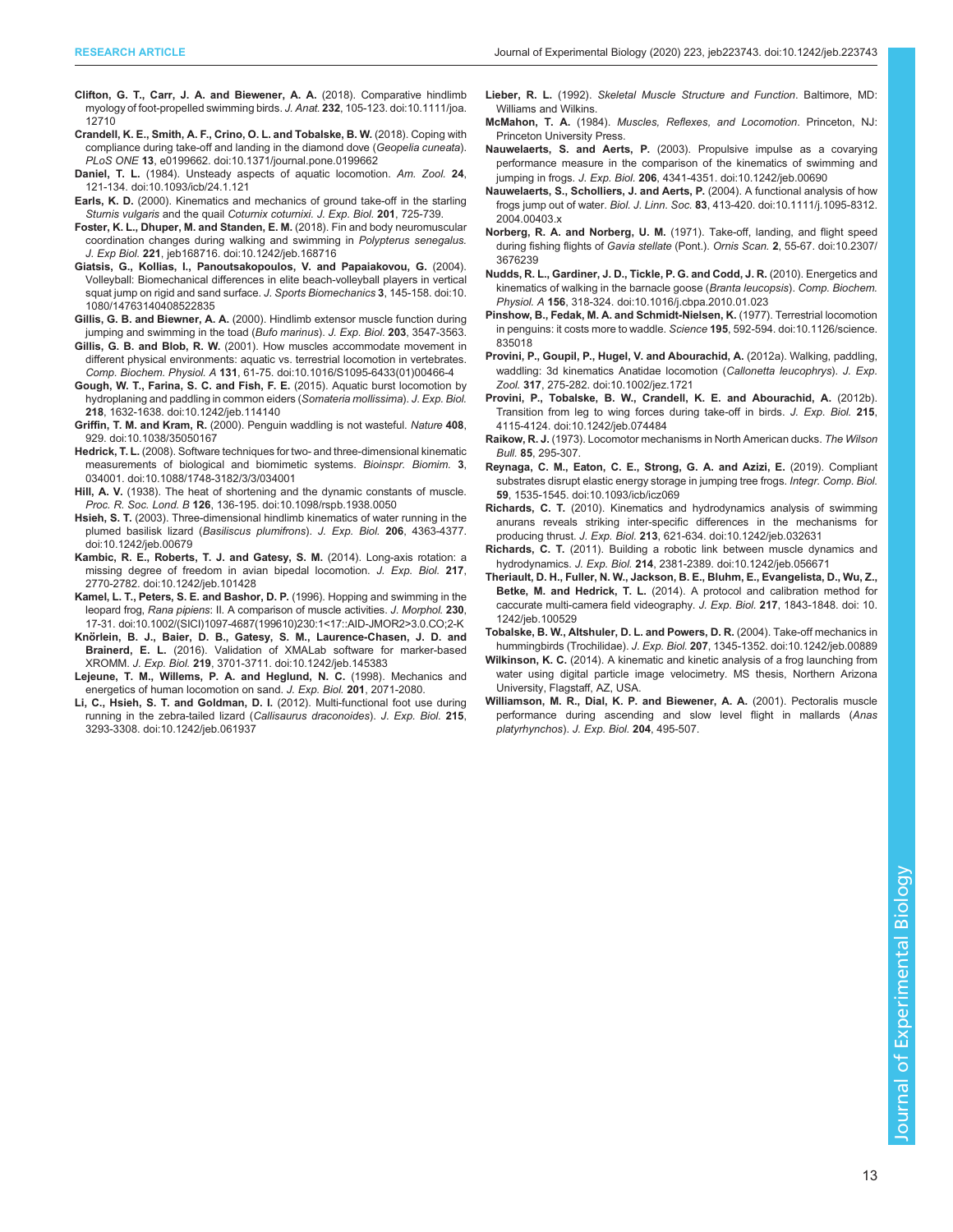**Clifton, G. T., Carr, J. A. and Biewener, A. A.** (2018). Comparative hindlimb myology of foot-propelled swimming birds. *J. Anat.* **232**, 105-123. doi:10.1111/joa.12710

**Crandell, K. E., Smith, A. F., Crino, O. L. and Tobalske, B. W.** (2018). Coping with compliance during take-off and landing in the diamond dove (*Geopelia cuneata*). *PLoS ONE* **13**, e0199662. doi:10.1371/journal.pone.0199662

**Daniel, T. L.** (1984). Unsteady aspects of aquatic locomotion. *Am. Zool.* **24**, 121-134. doi:10.1093/icb/24.1.121

**Earls, K. D.** (2000). Kinematics and mechanics of ground take-off in the starling *Sturnis vulgaris* and the quail *Coturnix coturnix*. *J. Exp. Biol.* **201**, 725-739.

**Foster, K. L., Dhuper, M. and Standen, E. M.** (2018). Fin and body neuromuscular coordination changes during walking and swimming in *Polypterus senegalus*. *J. Exp Biol.* **221**, jeb168716. doi:10.1242/jeb.168716

**Giatsis, G., Kollias, I., Panoutsakopoulos, V. and Papaiakovou, G.** (2004). Volleyball: Biomechanical differences in elite beach-volleyball players in vertical squat jump on rigid and sand surface. *J. Sports Biomechanics* **3**, 145-158. doi:10.1080/14763140408522835

**Gillis, G. B. and Biewner, A. A.** (2000). Hindlimb extensor muscle function during jumping and swimming in the toad (*Bufo marinus*). *J. Exp. Biol.* **203**, 3547-3563.

**Gillis, G. B. and Blob, R. W.** (2001). How muscles accommodate movement in different physical environments: aquatic vs. terrestrial locomotion in vertebrates. *Comp. Biochem. Physiol. A* **131**, 61-75. doi:10.1016/S1095-6433(01)00466-4

**Gough, W. T., Farina, S. C. and Fish, F. E.** (2015). Aquatic burst locomotion by hydroplaning and paddling in common eiders (*Somateria mollissima*). *J. Exp. Biol.* **218**, 1632-1638. doi:10.1242/jeb.114140

**Griffin, T. M. and Kram, R.** (2000). Penguin waddling is not wasteful. *Nature* **408**, 929. doi:10.1038/35050167

**Hedrick, T. L.** (2008). Software techniques for two- and three-dimensional kinematic measurements of biological and biomimetic systems. *Bioinspr. Biomim.* **3**, 034001. doi:10.1088/1748-3182/3/3/034001

**Hill, A. V.** (1938). The heat of shortening and the dynamic constants of muscle. *Proc. R. Soc. Lond. B* **126**, 136-195. doi:10.1098/rspb.1938.0050

**Hsieh, S. T.** (2003). Three-dimensional hindlimb kinematics of water running in the plumed basilisk lizard (*Basiliscus plumifrons*). *J. Exp. Biol.* **206**, 4363-4377. doi:10.1242/jeb.00679

**Kambic, R. E., Roberts, T. J. and Gatesy, S. M.** (2014). Long-axis rotation: a missing degree of freedom in avian bipedal locomotion. *J. Exp. Biol.* **217**, 2770-2782. doi:10.1242/jeb.101428

**Kamel, L. T., Peters, S. E. and Bashor, D. P.** (1996). Hopping and swimming in the leopard frog, *Rana pipiens*: II. A comparison of muscle activities. *J. Morphol.* **230**, 17-31. doi:10.1002/(SICI)1097-4687(199610)230:1<17::AID-JMOR2>3.0.CO;2-K

**Knörlein, B. J., Baier, D. B., Gatesy, S. M., Laurence-Chasen, J. D. and Brainerd, E. L.** (2016). Validation of XMALab software for marker-based XROMM. *J. Exp. Biol.* **219**, 3701-3711. doi:10.1242/jeb.145383

**Lejeune, T. M., Willems, P. A. and Heglund, N. C.** (1998). Mechanics and energetics of human locomotion on sand. *J. Exp. Biol.* **201**, 2071-2080.

**Li, C., Hsieh, S. T. and Goldman, D. I.** (2012). Multi-functional foot use during running in the zebra-tailed lizard (*Callisaurus draconoides*). *J. Exp. Biol.* **215**, 3293-3308. doi:10.1242/jeb.061937

**Lieber, R. L.** (1992). *Skeletal Muscle Structure and Function*. Baltimore, MD: Williams and Wilkins.

**McMahon, T. A.** (1984). *Muscles, Reflexes, and Locomotion*. Princeton, NJ: Princeton University Press.

**Nauwelaerts, S. and Aerts, P.** (2003). Propulsive impulse as a covarying performance measure in the comparison of the kinematics of swimming and jumping in frogs. *J. Exp. Biol.* **206**, 4341-4351. doi:10.1242/jeb.00690

**Nauwelaerts, S., Scholliers, J. and Aerts, P.** (2004). A functional analysis of how frogs jump out of water. *Biol. J. Linn. Soc.* **83**, 413-420. doi:10.1111/j.1095-8312.2004.00403.x

**Norberg, R. A. and Norberg, U. M.** (1971). Take-off, landing, and flight speed during fishing flights of *Gavia stellate* (Pont.). *Ornis Scan.* **2**, 55-67. doi:10.2307/3676239

**Nudds, R. L., Gardiner, J. D., Tickle, P. G. and Codd, J. R.** (2010). Energetics and kinematics of walking in the barnacle goose (*Branta leucopsis*). *Comp. Biochem. Physiol. A* **156**, 318-324. doi:10.1016/j.cbpa.2010.01.023

**Pinshow, B., Fedak, M. A. and Schmidt-Nielsen, K.** (1977). Terrestrial locomotion in penguins: it costs more to waddle. *Science* **195**, 592-594. doi:10.1126/science.835018

**Provini, P., Goupil, P., Hugel, V. and Abourachid, A.** (2012a). Walking, paddling, waddling: 3d kinematics Anatidae locomotion (*Callonetta leucophrys*). *J. Exp. Zool.* **317**, 275-282. doi:10.1002/jez.1721

**Provini, P., Tobalske, B. W., Crandell, K. E. and Abourachid, A.** (2012b). Transition from leg to wing forces during take-off in birds. *J. Exp. Biol.* **215**, 4115-4124. doi:10.1242/jeb.074484

**Raikow, R. J.** (1973). Locomotor mechanisms in North American ducks. *The Wilson Bull.* **85**, 295-307.

**Reynaga, C. M., Eaton, C. E., Strong, G. A. and Azizi, E.** (2019). Compliant substrates disrupt elastic energy storage in jumping tree frogs. *Integr. Comp. Biol.* **59**, 1535-1545. doi:10.1093/icb/icz069

**Richards, C. T.** (2010). Kinematics and hydrodynamics analysis of swimming anurans reveals striking inter-specific differences in the mechanisms for producing thrust. *J. Exp. Biol.* **213**, 621-634. doi:10.1242/jeb.032631

**Richards, C. T.** (2011). Building a robotic link between muscle dynamics and hydrodynamics. *J. Exp. Biol.* **214**, 2381-2389. doi:10.1242/jeb.056671

**Theriault, D. H., Fuller, N. W., Jackson, B. E., Bluhm, E., Evangelista, D., Wu, Z., Betke, M. and Hedrick, T. L.** (2014). A protocol and calibration method for caccurate multi-camera field videography. *J. Exp. Biol.* **217**, 1843-1848. doi: 10.1242/jeb.100529

**Tobalske, B. W., Altshuler, D. L. and Powers, D. R.** (2004). Take-off mechanics in hummingbirds (Trochilidae). *J. Exp. Biol.* **207**, 1345-1352. doi:10.1242/jeb.00889

**Wilkinson, K. C.** (2014). A kinematic and kinetic analysis of a frog launching from water using digital particle image velocimetry. MS thesis, Northern Arizona University, Flagstaff, AZ, USA.

**Williamson, M. R., Dial, K. P. and Biewener, A. A.** (2001). Pectoralis muscle performance during ascending and slow level flight in mallards (*Anas platyrhynchos*). *J. Exp. Biol.* **204**, 495-507.